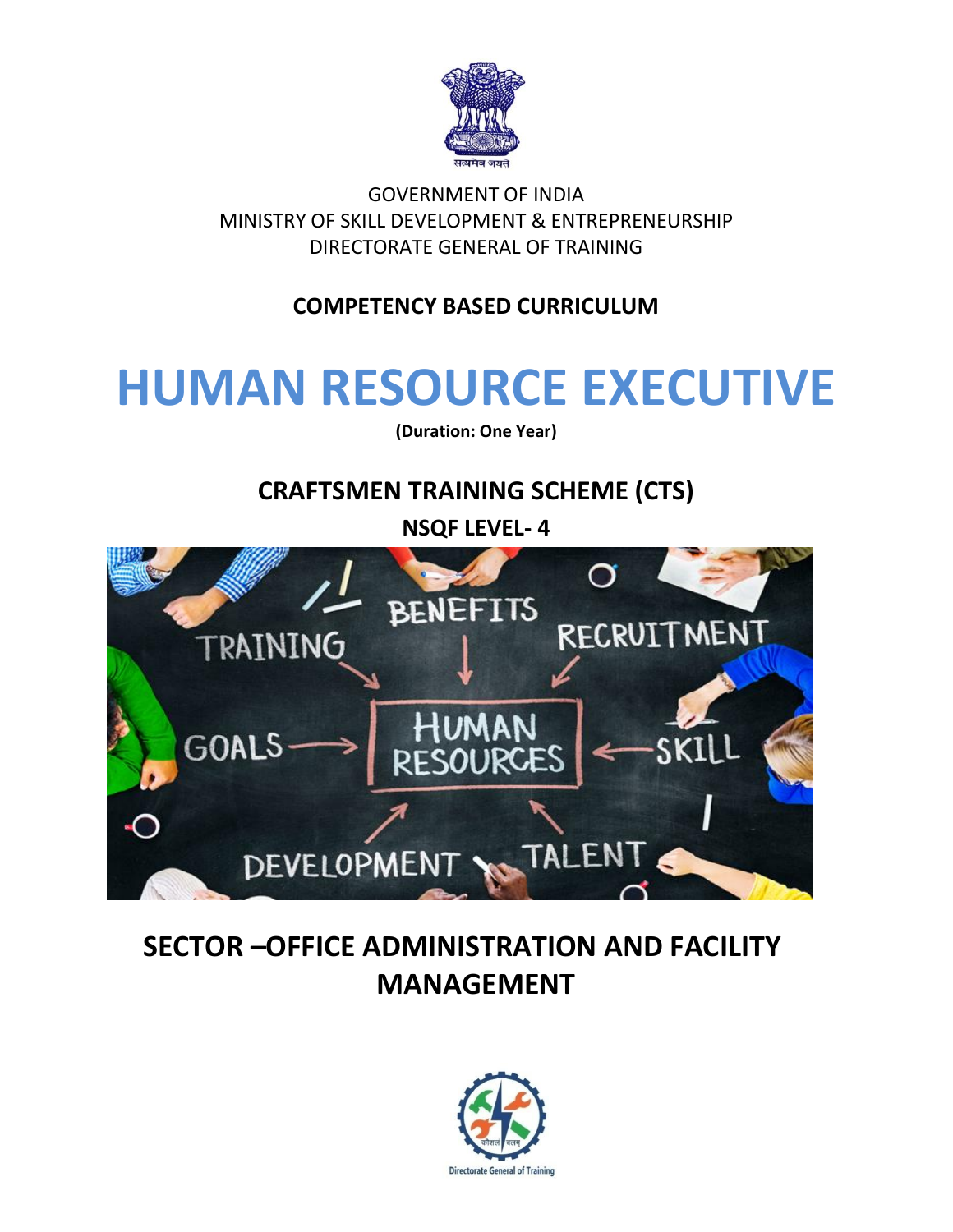GOVERNMENT OF INDIA
MINISTRY OF SKILL DEVELOPMENT & ENTREPRENEURSHIP
DIRECTORATE GENERAL OF TRAINING

**COMPETENCY BASED CURRICULUM**

# HUMAN RESOURCE EXECUTIVE

**(Duration: One Year)**

## CRAFTSMEN TRAINING SCHEME (CTS)

**NSQF LEVEL- 4**

## SECTOR –OFFICE ADMINISTRATION AND FACILITY MANAGEMENT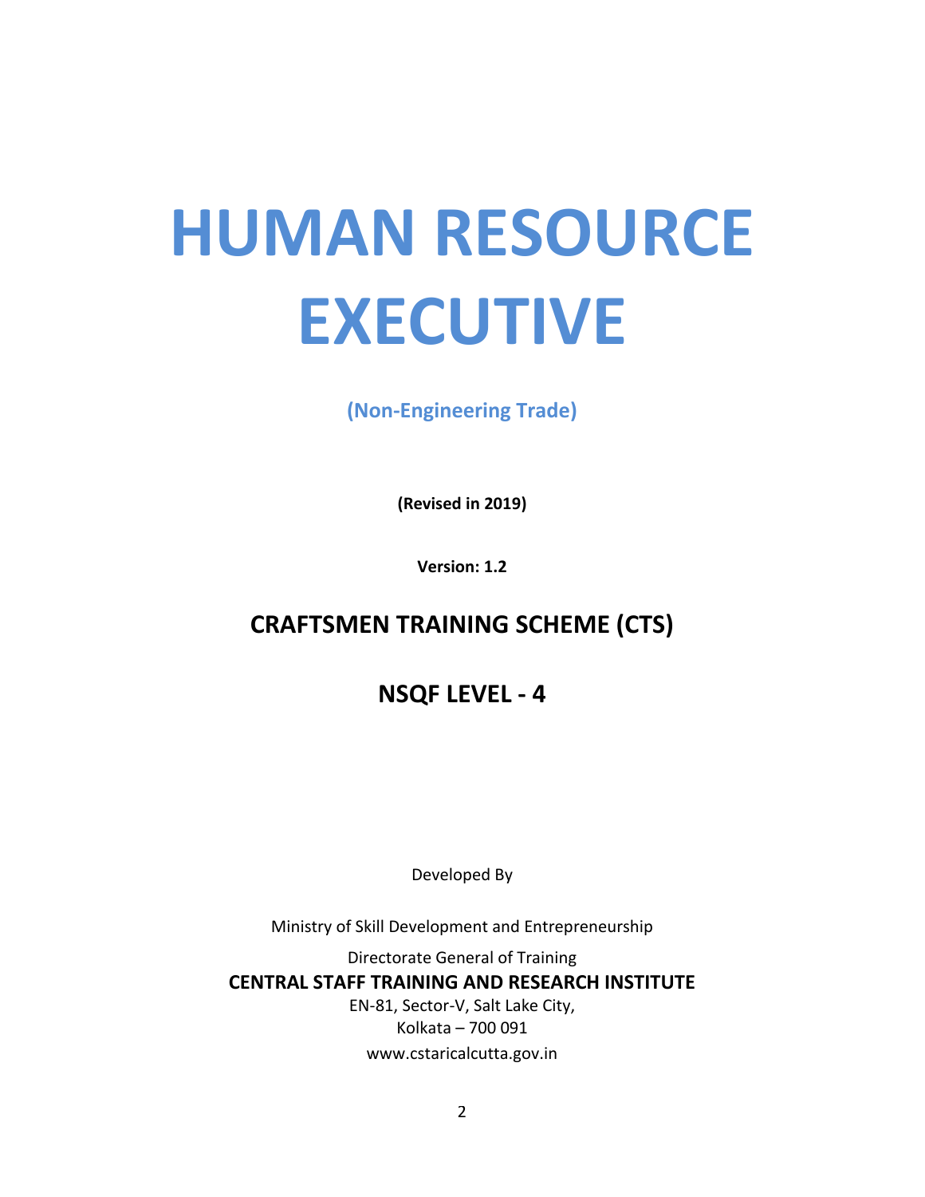# HUMAN RESOURCE EXECUTIVE

**(Non-Engineering Trade)**

**(Revised in 2019)**

**Version: 1.2**

## CRAFTSMEN TRAINING SCHEME (CTS)

## NSQF LEVEL - 4

Developed By

Ministry of Skill Development and Entrepreneurship

Directorate General of Training

**CENTRAL STAFF TRAINING AND RESEARCH INSTITUTE**

EN-81, Sector-V, Salt Lake City,
Kolkata – 700 091
www.cstaricalcutta.gov.in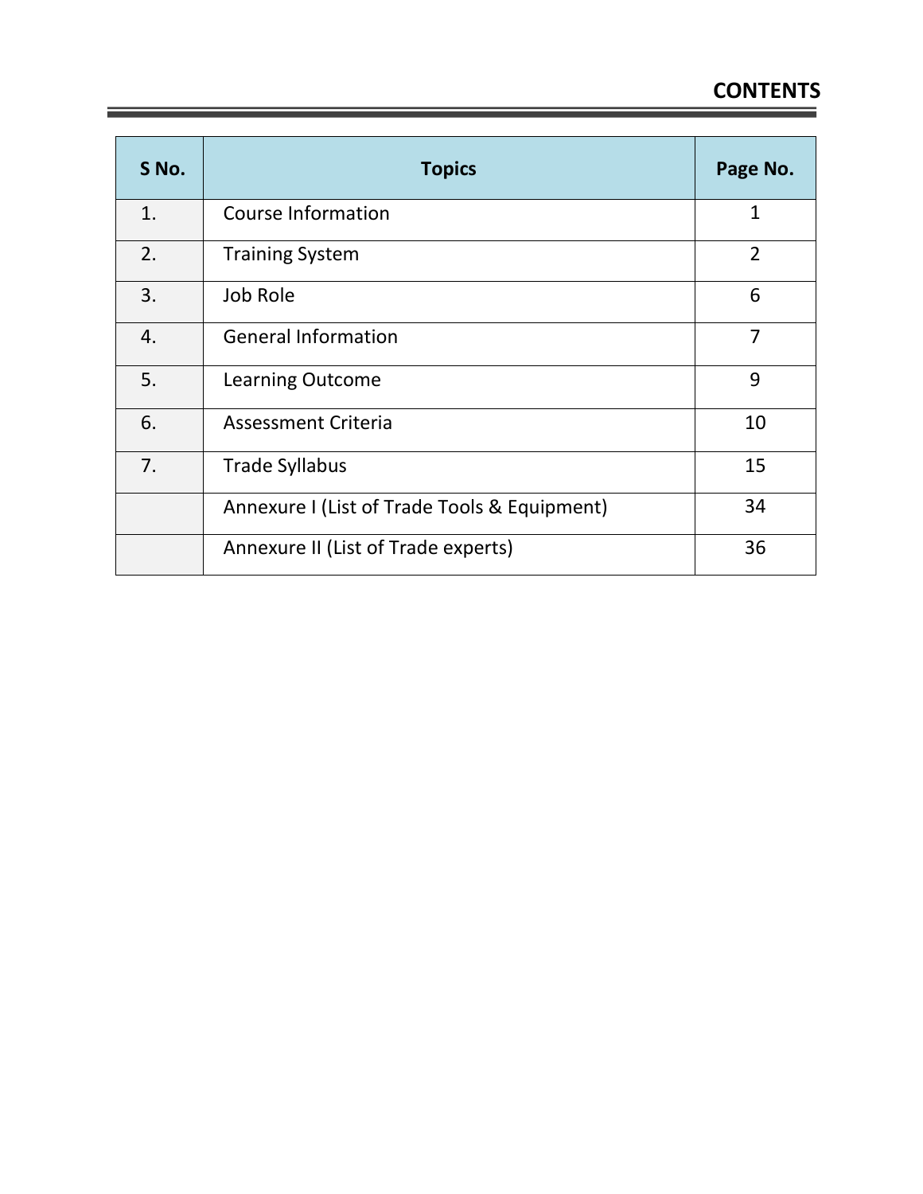# CONTENTS

| S No. | Topics | Page No. |
|---|---|---|
| 1. | Course Information | 1 |
| 2. | Training System | 2 |
| 3. | Job Role | 6 |
| 4. | General Information | 7 |
| 5. | Learning Outcome | 9 |
| 6. | Assessment Criteria | 10 |
| 7. | Trade Syllabus | 15 |
| | Annexure I (List of Trade Tools & Equipment) | 34 |
| | Annexure II (List of Trade experts) | 36 |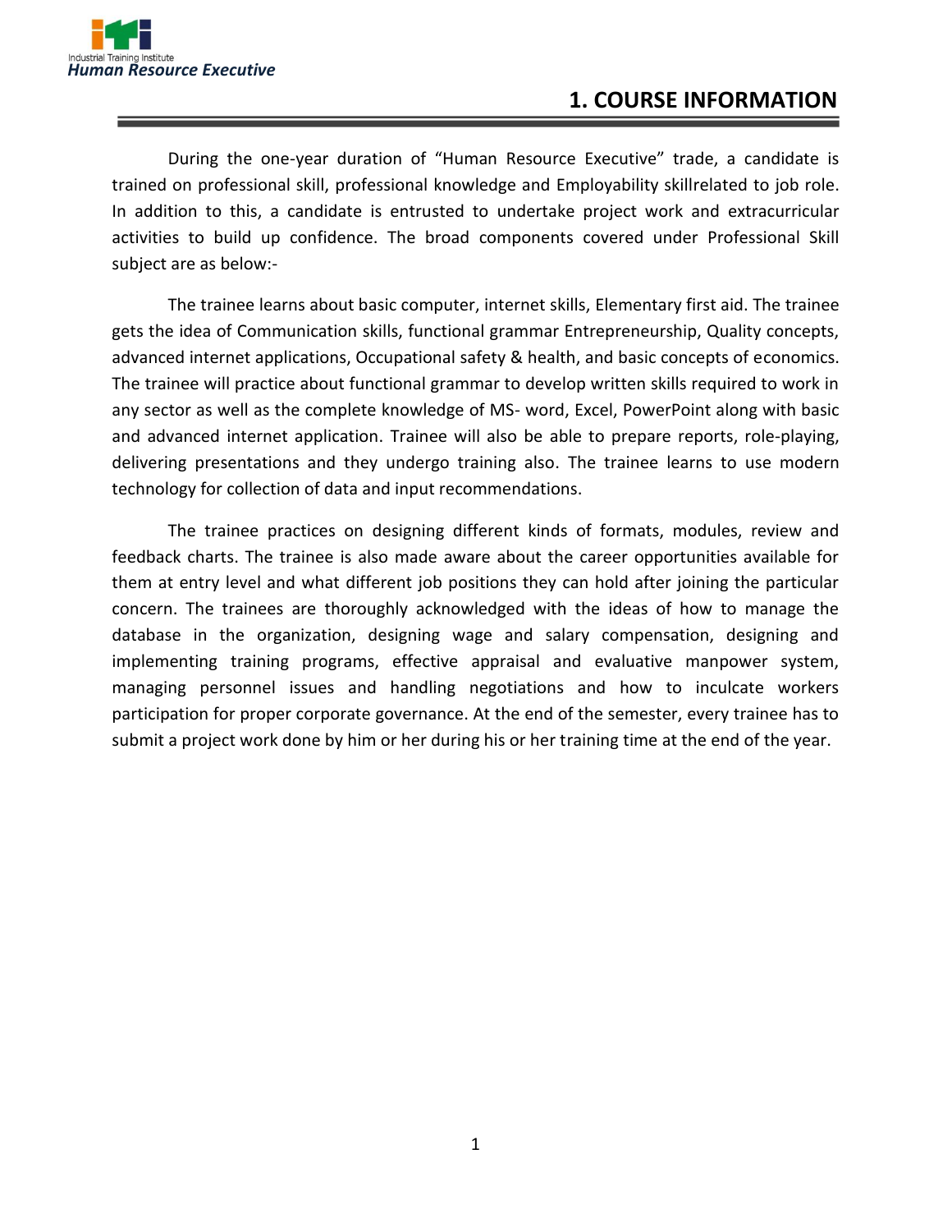# 1. COURSE INFORMATION

During the one-year duration of "Human Resource Executive" trade, a candidate is trained on professional skill, professional knowledge and Employability skillrelated to job role. In addition to this, a candidate is entrusted to undertake project work and extracurricular activities to build up confidence. The broad components covered under Professional Skill subject are as below:-

The trainee learns about basic computer, internet skills, Elementary first aid. The trainee gets the idea of Communication skills, functional grammar Entrepreneurship, Quality concepts, advanced internet applications, Occupational safety & health, and basic concepts of economics. The trainee will practice about functional grammar to develop written skills required to work in any sector as well as the complete knowledge of MS- word, Excel, PowerPoint along with basic and advanced internet application. Trainee will also be able to prepare reports, role-playing, delivering presentations and they undergo training also. The trainee learns to use modern technology for collection of data and input recommendations.

The trainee practices on designing different kinds of formats, modules, review and feedback charts. The trainee is also made aware about the career opportunities available for them at entry level and what different job positions they can hold after joining the particular concern. The trainees are thoroughly acknowledged with the ideas of how to manage the database in the organization, designing wage and salary compensation, designing and implementing training programs, effective appraisal and evaluative manpower system, managing personnel issues and handling negotiations and how to inculcate workers participation for proper corporate governance. At the end of the semester, every trainee has to submit a project work done by him or her during his or her training time at the end of the year.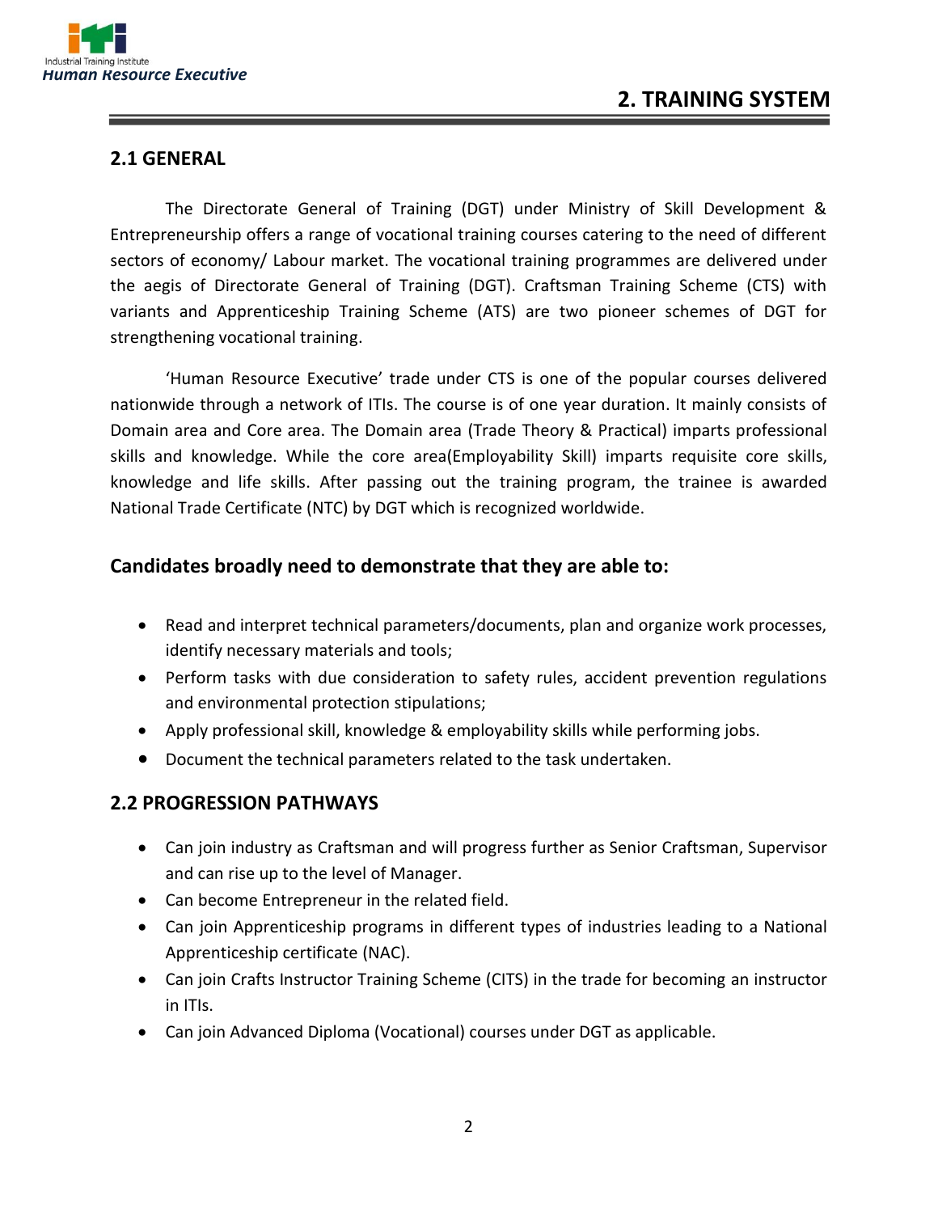# 2. TRAINING SYSTEM

## 2.1 GENERAL

The Directorate General of Training (DGT) under Ministry of Skill Development & Entrepreneurship offers a range of vocational training courses catering to the need of different sectors of economy/ Labour market. The vocational training programmes are delivered under the aegis of Directorate General of Training (DGT). Craftsman Training Scheme (CTS) with variants and Apprenticeship Training Scheme (ATS) are two pioneer schemes of DGT for strengthening vocational training.

'Human Resource Executive' trade under CTS is one of the popular courses delivered nationwide through a network of ITIs. The course is of one year duration. It mainly consists of Domain area and Core area. The Domain area (Trade Theory & Practical) imparts professional skills and knowledge. While the core area(Employability Skill) imparts requisite core skills, knowledge and life skills. After passing out the training program, the trainee is awarded National Trade Certificate (NTC) by DGT which is recognized worldwide.

### Candidates broadly need to demonstrate that they are able to:

- Read and interpret technical parameters/documents, plan and organize work processes, identify necessary materials and tools;
- Perform tasks with due consideration to safety rules, accident prevention regulations and environmental protection stipulations;
- Apply professional skill, knowledge & employability skills while performing jobs.
- Document the technical parameters related to the task undertaken.

## 2.2 PROGRESSION PATHWAYS

- Can join industry as Craftsman and will progress further as Senior Craftsman, Supervisor and can rise up to the level of Manager.
- Can become Entrepreneur in the related field.
- Can join Apprenticeship programs in different types of industries leading to a National Apprenticeship certificate (NAC).
- Can join Crafts Instructor Training Scheme (CITS) in the trade for becoming an instructor in ITIs.
- Can join Advanced Diploma (Vocational) courses under DGT as applicable.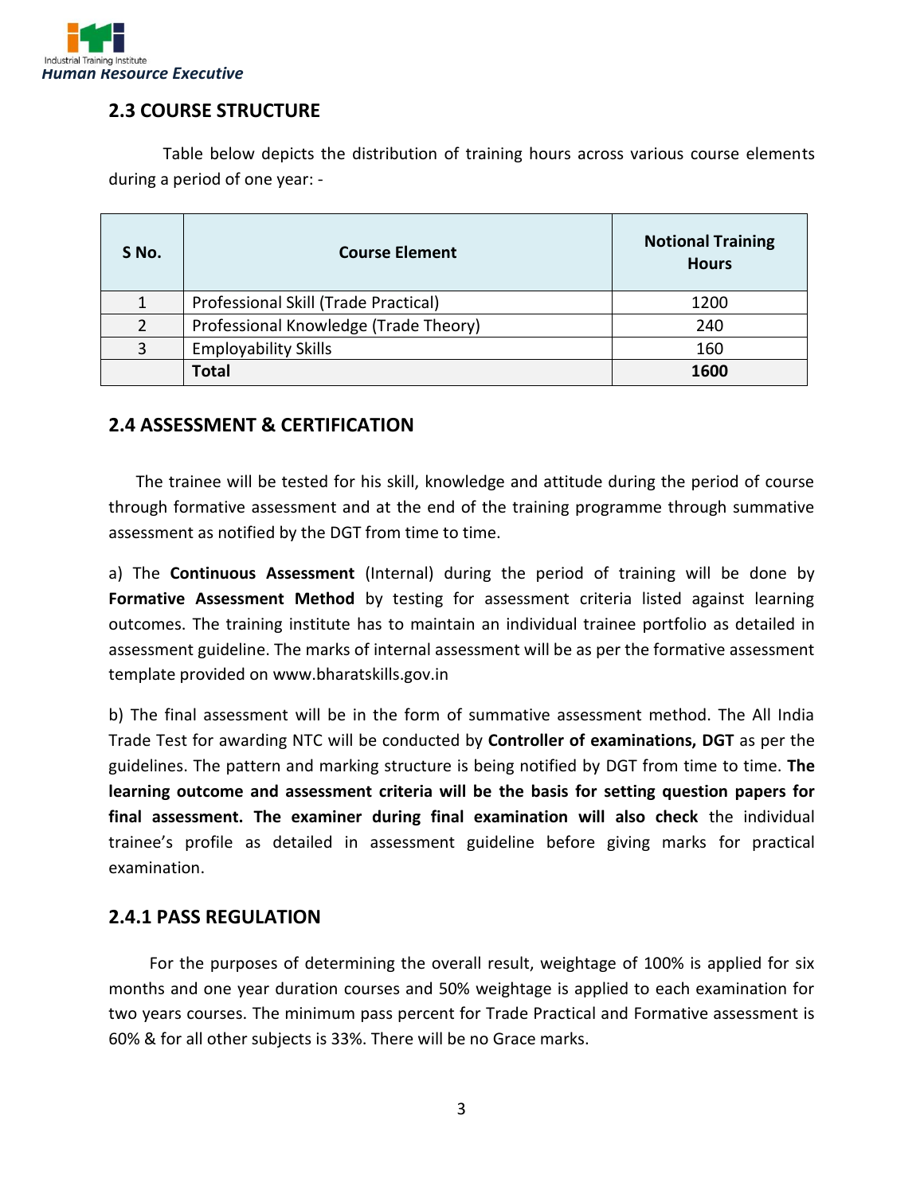## 2.3 COURSE STRUCTURE

Table below depicts the distribution of training hours across various course elements during a period of one year: -

| S No. | Course Element | Notional Training Hours |
|---|---|---|
| 1 | Professional Skill (Trade Practical) | 1200 |
| 2 | Professional Knowledge (Trade Theory) | 240 |
| 3 | Employability Skills | 160 |
| | **Total** | **1600** |

## 2.4 ASSESSMENT & CERTIFICATION

The trainee will be tested for his skill, knowledge and attitude during the period of course through formative assessment and at the end of the training programme through summative assessment as notified by the DGT from time to time.

a) The **Continuous Assessment** (Internal) during the period of training will be done by **Formative Assessment Method** by testing for assessment criteria listed against learning outcomes. The training institute has to maintain an individual trainee portfolio as detailed in assessment guideline. The marks of internal assessment will be as per the formative assessment template provided on www.bharatskills.gov.in

b) The final assessment will be in the form of summative assessment method. The All India Trade Test for awarding NTC will be conducted by **Controller of examinations, DGT** as per the guidelines. The pattern and marking structure is being notified by DGT from time to time. **The learning outcome and assessment criteria will be the basis for setting question papers for final assessment. The examiner during final examination will also check** the individual trainee's profile as detailed in assessment guideline before giving marks for practical examination.

### 2.4.1 PASS REGULATION

For the purposes of determining the overall result, weightage of 100% is applied for six months and one year duration courses and 50% weightage is applied to each examination for two years courses. The minimum pass percent for Trade Practical and Formative assessment is 60% & for all other subjects is 33%. There will be no Grace marks.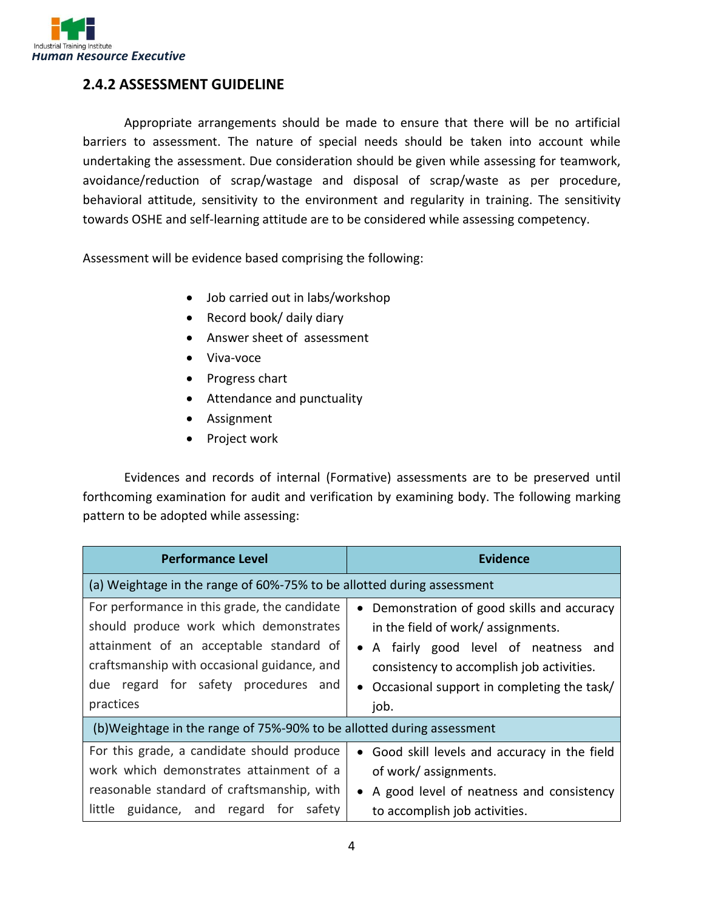## 2.4.2 ASSESSMENT GUIDELINE

Appropriate arrangements should be made to ensure that there will be no artificial barriers to assessment. The nature of special needs should be taken into account while undertaking the assessment. Due consideration should be given while assessing for teamwork, avoidance/reduction of scrap/wastage and disposal of scrap/waste as per procedure, behavioral attitude, sensitivity to the environment and regularity in training. The sensitivity towards OSHE and self-learning attitude are to be considered while assessing competency.

Assessment will be evidence based comprising the following:

- Job carried out in labs/workshop
- Record book/ daily diary
- Answer sheet of assessment
- Viva-voce
- Progress chart
- Attendance and punctuality
- Assignment
- Project work

Evidences and records of internal (Formative) assessments are to be preserved until forthcoming examination for audit and verification by examining body. The following marking pattern to be adopted while assessing:

| Performance Level | Evidence |
|---|---|
| (a) Weightage in the range of 60%-75% to be allotted during assessment | |
| For performance in this grade, the candidate should produce work which demonstrates attainment of an acceptable standard of craftsmanship with occasional guidance, and due regard for safety procedures and practices | • Demonstration of good skills and accuracy in the field of work/ assignments.<br>• A fairly good level of neatness and consistency to accomplish job activities.<br>• Occasional support in completing the task/ job. |
| (b)Weightage in the range of 75%-90% to be allotted during assessment | |
| For this grade, a candidate should produce work which demonstrates attainment of a reasonable standard of craftsmanship, with little guidance, and regard for safety | • Good skill levels and accuracy in the field of work/ assignments.<br>• A good level of neatness and consistency to accomplish job activities. |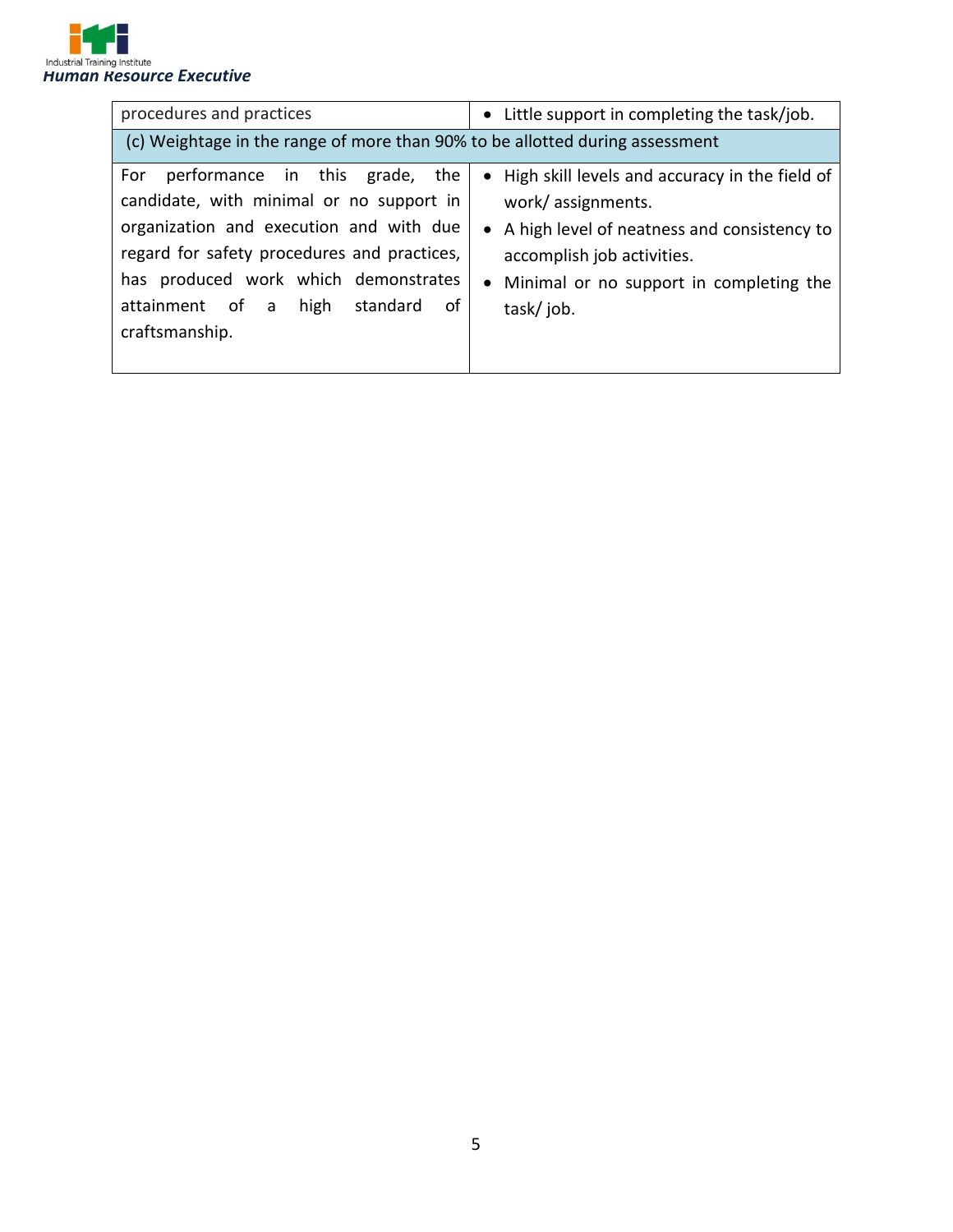| | |
|---|---|
| procedures and practices | • Little support in completing the task/job. |
| (c) Weightage in the range of more than 90% to be allotted during assessment | |
| For performance in this grade, the candidate, with minimal or no support in organization and execution and with due regard for safety procedures and practices, has produced work which demonstrates attainment of a high standard of craftsmanship. | • High skill levels and accuracy in the field of work/ assignments.<br>• A high level of neatness and consistency to accomplish job activities.<br>• Minimal or no support in completing the task/ job. |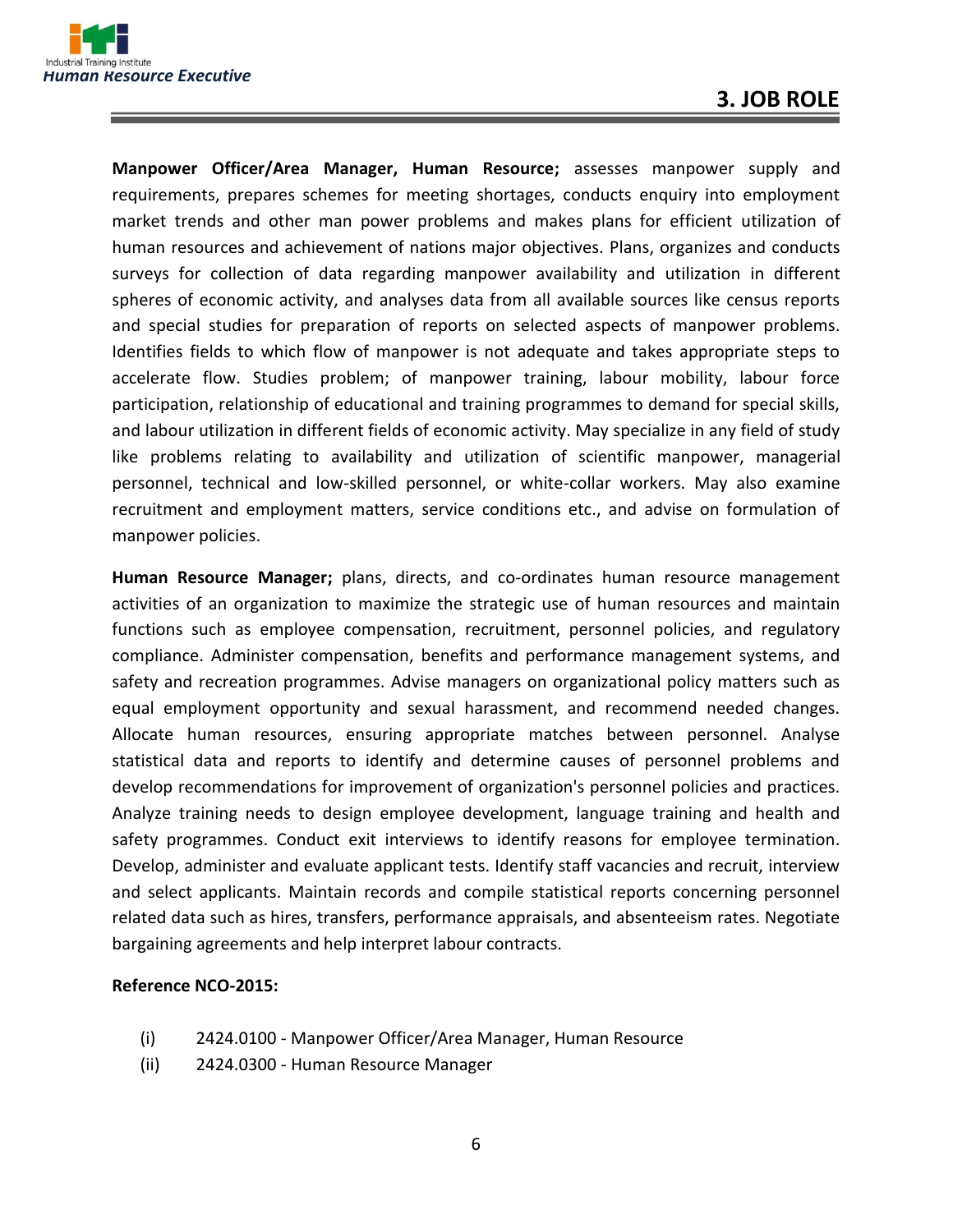## 3. JOB ROLE

**Manpower Officer/Area Manager, Human Resource;** assesses manpower supply and requirements, prepares schemes for meeting shortages, conducts enquiry into employment market trends and other man power problems and makes plans for efficient utilization of human resources and achievement of nations major objectives. Plans, organizes and conducts surveys for collection of data regarding manpower availability and utilization in different spheres of economic activity, and analyses data from all available sources like census reports and special studies for preparation of reports on selected aspects of manpower problems. Identifies fields to which flow of manpower is not adequate and takes appropriate steps to accelerate flow. Studies problem; of manpower training, labour mobility, labour force participation, relationship of educational and training programmes to demand for special skills, and labour utilization in different fields of economic activity. May specialize in any field of study like problems relating to availability and utilization of scientific manpower, managerial personnel, technical and low-skilled personnel, or white-collar workers. May also examine recruitment and employment matters, service conditions etc., and advise on formulation of manpower policies.

**Human Resource Manager;** plans, directs, and co-ordinates human resource management activities of an organization to maximize the strategic use of human resources and maintain functions such as employee compensation, recruitment, personnel policies, and regulatory compliance. Administer compensation, benefits and performance management systems, and safety and recreation programmes. Advise managers on organizational policy matters such as equal employment opportunity and sexual harassment, and recommend needed changes. Allocate human resources, ensuring appropriate matches between personnel. Analyse statistical data and reports to identify and determine causes of personnel problems and develop recommendations for improvement of organization's personnel policies and practices. Analyze training needs to design employee development, language training and health and safety programmes. Conduct exit interviews to identify reasons for employee termination. Develop, administer and evaluate applicant tests. Identify staff vacancies and recruit, interview and select applicants. Maintain records and compile statistical reports concerning personnel related data such as hires, transfers, performance appraisals, and absenteeism rates. Negotiate bargaining agreements and help interpret labour contracts.

**Reference NCO-2015:**

(i) 2424.0100 - Manpower Officer/Area Manager, Human Resource

(ii) 2424.0300 - Human Resource Manager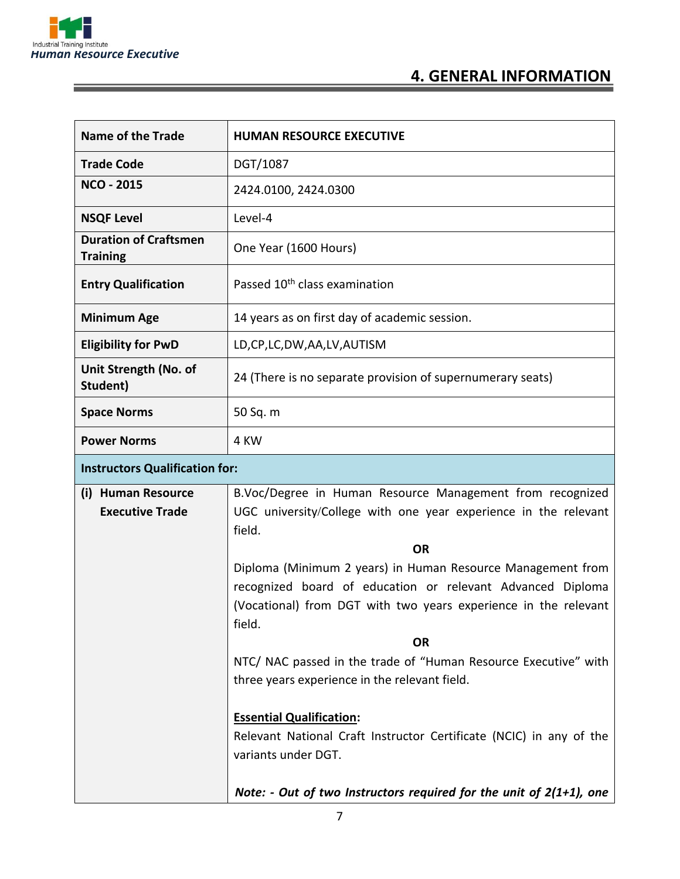# 4. GENERAL INFORMATION

| Name of the Trade | HUMAN RESOURCE EXECUTIVE |
|---|---|
| Trade Code | DGT/1087 |
| NCO - 2015 | 2424.0100, 2424.0300 |
| NSQF Level | Level-4 |
| Duration of Craftsmen Training | One Year (1600 Hours) |
| Entry Qualification | Passed 10th class examination |
| Minimum Age | 14 years as on first day of academic session. |
| Eligibility for PwD | LD,CP,LC,DW,AA,LV,AUTISM |
| Unit Strength (No. of Student) | 24 (There is no separate provision of supernumerary seats) |
| Space Norms | 50 Sq. m |
| Power Norms | 4 KW |
| **Instructors Qualification for:** | |
| (i) Human Resource Executive Trade | B.Voc/Degree in Human Resource Management from recognized UGC university/College with one year experience in the relevant field. <br> **OR** <br> Diploma (Minimum 2 years) in Human Resource Management from recognized board of education or relevant Advanced Diploma (Vocational) from DGT with two years experience in the relevant field. <br> **OR** <br> NTC/ NAC passed in the trade of "Human Resource Executive" with three years experience in the relevant field. <br><br> **Essential Qualification:** <br> Relevant National Craft Instructor Certificate (NCIC) in any of the variants under DGT. <br><br> ***Note: - Out of two Instructors required for the unit of 2(1+1), one*** |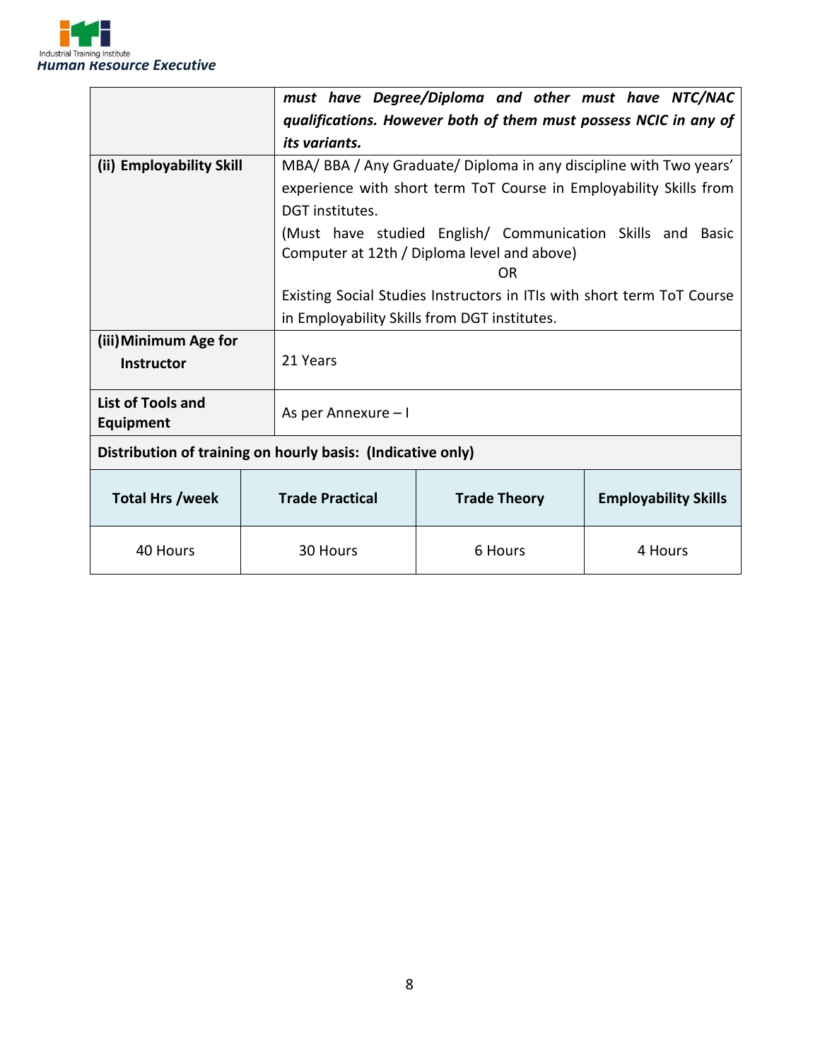| | |
|---|---|
| | ***must have Degree/Diploma and other must have NTC/NAC qualifications. However both of them must possess NCIC in any of its variants.*** |
| **(ii) Employability Skill** | MBA/ BBA / Any Graduate/ Diploma in any discipline with Two years' experience with short term ToT Course in Employability Skills from DGT institutes.<br>(Must have studied English/ Communication Skills and Basic Computer at 12th / Diploma level and above)<br>OR<br>Existing Social Studies Instructors in ITIs with short term ToT Course in Employability Skills from DGT institutes. |
| **(iii) Minimum Age for Instructor** | 21 Years |
| **List of Tools and Equipment** | As per Annexure – I |

**Distribution of training on hourly basis: (Indicative only)**

| Total Hrs /week | Trade Practical | Trade Theory | Employability Skills |
|---|---|---|---|
| 40 Hours | 30 Hours | 6 Hours | 4 Hours |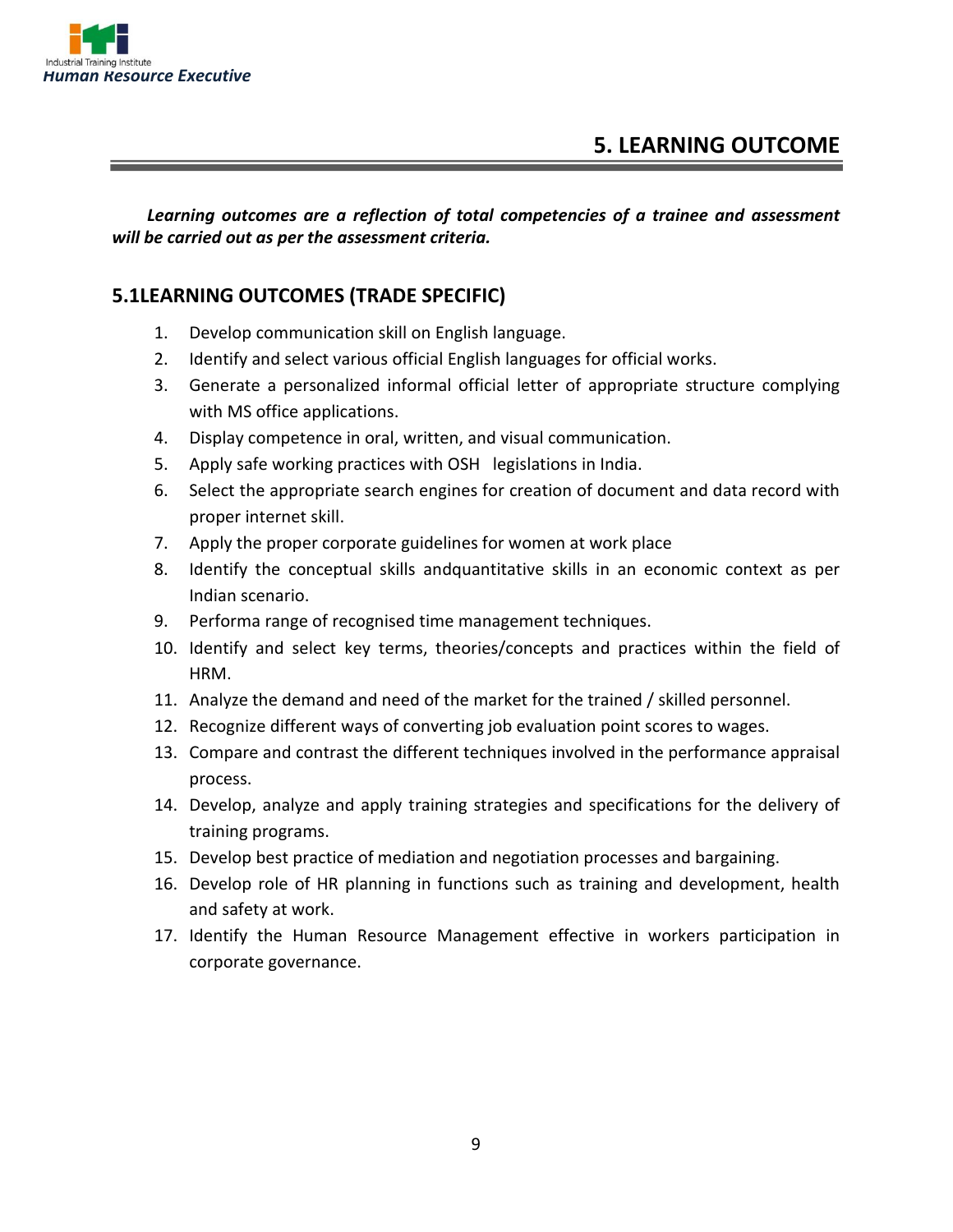## 5. LEARNING OUTCOME

***Learning outcomes are a reflection of total competencies of a trainee and assessment will be carried out as per the assessment criteria.***

### 5.1LEARNING OUTCOMES (TRADE SPECIFIC)

1. Develop communication skill on English language.
2. Identify and select various official English languages for official works.
3. Generate a personalized informal official letter of appropriate structure complying with MS office applications.
4. Display competence in oral, written, and visual communication.
5. Apply safe working practices with OSH legislations in India.
6. Select the appropriate search engines for creation of document and data record with proper internet skill.
7. Apply the proper corporate guidelines for women at work place
8. Identify the conceptual skills andquantitative skills in an economic context as per Indian scenario.
9. Performa range of recognised time management techniques.
10. Identify and select key terms, theories/concepts and practices within the field of HRM.
11. Analyze the demand and need of the market for the trained / skilled personnel.
12. Recognize different ways of converting job evaluation point scores to wages.
13. Compare and contrast the different techniques involved in the performance appraisal process.
14. Develop, analyze and apply training strategies and specifications for the delivery of training programs.
15. Develop best practice of mediation and negotiation processes and bargaining.
16. Develop role of HR planning in functions such as training and development, health and safety at work.
17. Identify the Human Resource Management effective in workers participation in corporate governance.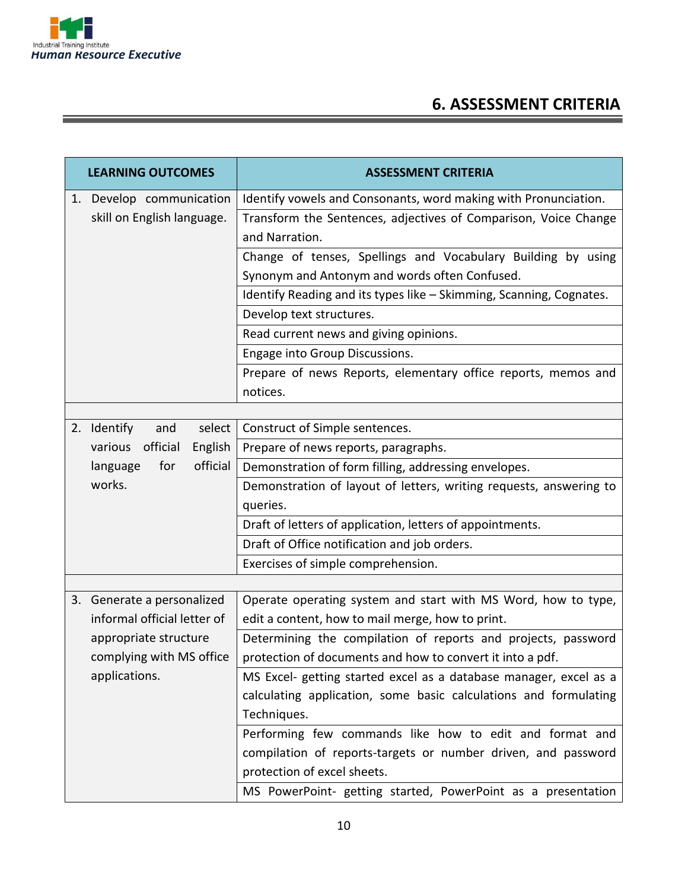# 6. ASSESSMENT CRITERIA

| LEARNING OUTCOMES | ASSESSMENT CRITERIA |
|---|---|
| 1. Develop communication skill on English language. | Identify vowels and Consonants, word making with Pronunciation. |
| | Transform the Sentences, adjectives of Comparison, Voice Change and Narration. |
| | Change of tenses, Spellings and Vocabulary Building by using Synonym and Antonym and words often Confused. |
| | Identify Reading and its types like – Skimming, Scanning, Cognates. |
| | Develop text structures. |
| | Read current news and giving opinions. |
| | Engage into Group Discussions. |
| | Prepare of news Reports, elementary office reports, memos and notices. |
| | |
| 2. Identify and select various official English language for official works. | Construct of Simple sentences. |
| | Prepare of news reports, paragraphs. |
| | Demonstration of form filling, addressing envelopes. |
| | Demonstration of layout of letters, writing requests, answering to queries. |
| | Draft of letters of application, letters of appointments. |
| | Draft of Office notification and job orders. |
| | Exercises of simple comprehension. |
| | |
| 3. Generate a personalized informal official letter of appropriate structure complying with MS office applications. | Operate operating system and start with MS Word, how to type, edit a content, how to mail merge, how to print. |
| | Determining the compilation of reports and projects, password protection of documents and how to convert it into a pdf. |
| | MS Excel- getting started excel as a database manager, excel as a calculating application, some basic calculations and formulating Techniques. |
| | Performing few commands like how to edit and format and compilation of reports-targets or number driven, and password protection of excel sheets. |
| | MS PowerPoint- getting started, PowerPoint as a presentation |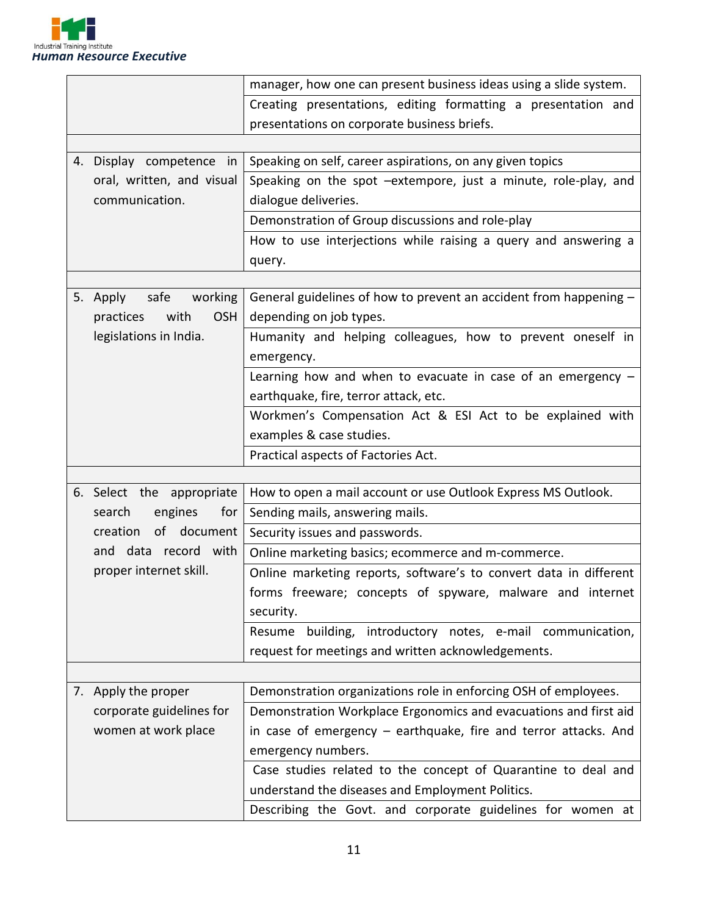| | |
|---|---|
| | manager, how one can present business ideas using a slide system. |
| | Creating presentations, editing formatting a presentation and presentations on corporate business briefs. |
| | |
| 4. Display competence in oral, written, and visual communication. | Speaking on self, career aspirations, on any given topics |
| | Speaking on the spot –extempore, just a minute, role-play, and dialogue deliveries. |
| | Demonstration of Group discussions and role-play |
| | How to use interjections while raising a query and answering a query. |
| | |
| 5. Apply safe working practices with OSH legislations in India. | General guidelines of how to prevent an accident from happening – depending on job types. |
| | Humanity and helping colleagues, how to prevent oneself in emergency. |
| | Learning how and when to evacuate in case of an emergency – earthquake, fire, terror attack, etc. |
| | Workmen's Compensation Act & ESI Act to be explained with examples & case studies. |
| | Practical aspects of Factories Act. |
| | |
| 6. Select the appropriate search engines for creation of document and data record with proper internet skill. | How to open a mail account or use Outlook Express MS Outlook. |
| | Sending mails, answering mails. |
| | Security issues and passwords. |
| | Online marketing basics; ecommerce and m-commerce. |
| | Online marketing reports, software's to convert data in different forms freeware; concepts of spyware, malware and internet security. |
| | Resume building, introductory notes, e-mail communication, request for meetings and written acknowledgements. |
| | |
| 7. Apply the proper corporate guidelines for women at work place | Demonstration organizations role in enforcing OSH of employees. |
| | Demonstration Workplace Ergonomics and evacuations and first aid in case of emergency – earthquake, fire and terror attacks. And emergency numbers. |
| | Case studies related to the concept of Quarantine to deal and understand the diseases and Employment Politics. |
| | Describing the Govt. and corporate guidelines for women at |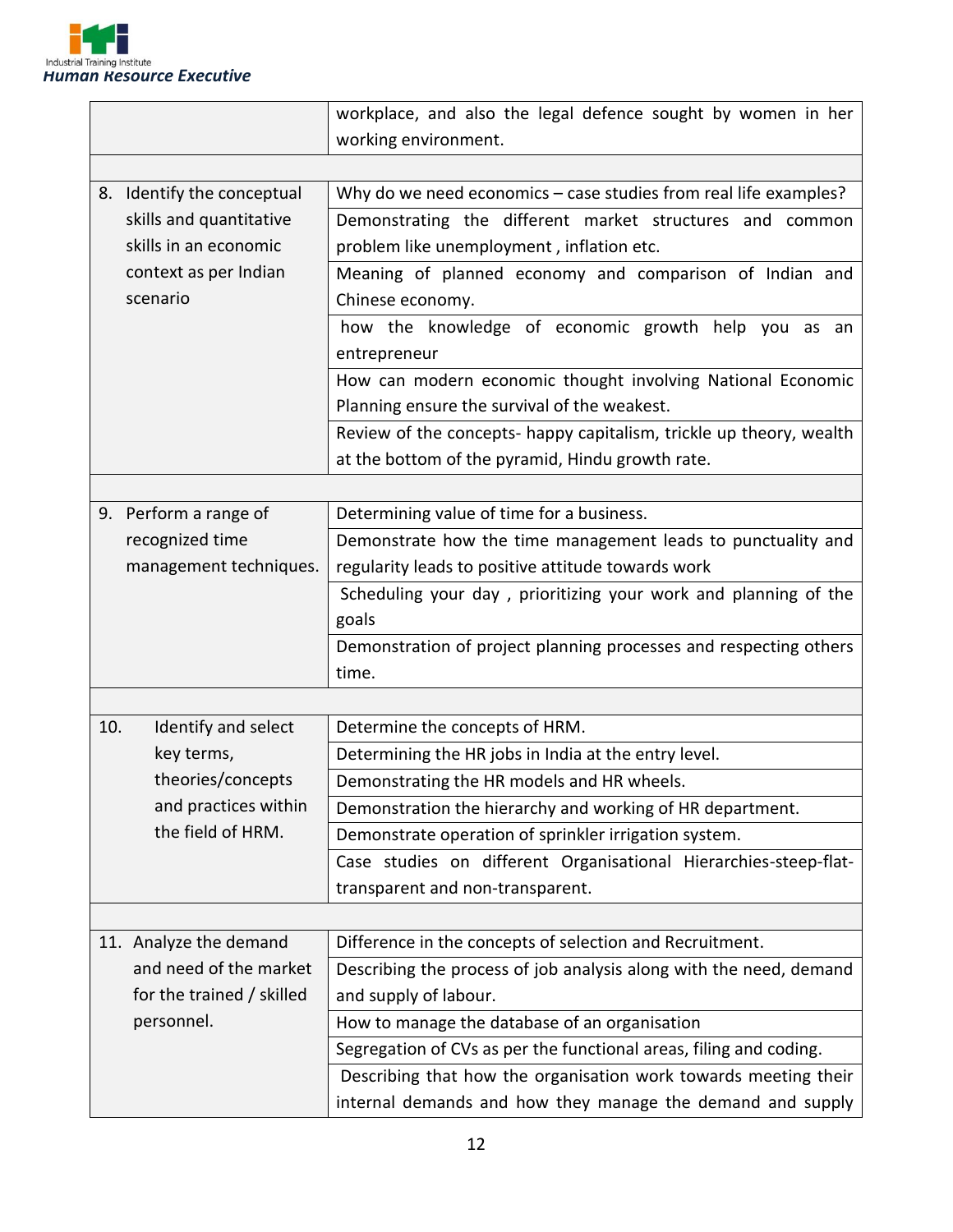| | |
|---|---|
| | workplace, and also the legal defence sought by women in her working environment. |
| | |
| 8. Identify the conceptual skills and quantitative skills in an economic context as per Indian scenario | Why do we need economics – case studies from real life examples? |
| | Demonstrating the different market structures and common problem like unemployment , inflation etc. |
| | Meaning of planned economy and comparison of Indian and Chinese economy. |
| | how the knowledge of economic growth help you as an entrepreneur |
| | How can modern economic thought involving National Economic Planning ensure the survival of the weakest. |
| | Review of the concepts- happy capitalism, trickle up theory, wealth at the bottom of the pyramid, Hindu growth rate. |
| | |
| 9. Perform a range of recognized time management techniques. | Determining value of time for a business. |
| | Demonstrate how the time management leads to punctuality and regularity leads to positive attitude towards work |
| | Scheduling your day , prioritizing your work and planning of the goals |
| | Demonstration of project planning processes and respecting others time. |
| | |
| 10. Identify and select key terms, theories/concepts and practices within the field of HRM. | Determine the concepts of HRM. |
| | Determining the HR jobs in India at the entry level. |
| | Demonstrating the HR models and HR wheels. |
| | Demonstration the hierarchy and working of HR department. |
| | Demonstrate operation of sprinkler irrigation system. |
| | Case studies on different Organisational Hierarchies-steep-flat-transparent and non-transparent. |
| | |
| 11. Analyze the demand and need of the market for the trained / skilled personnel. | Difference in the concepts of selection and Recruitment. |
| | Describing the process of job analysis along with the need, demand and supply of labour. |
| | How to manage the database of an organisation |
| | Segregation of CVs as per the functional areas, filing and coding. |
| | Describing that how the organisation work towards meeting their internal demands and how they manage the demand and supply |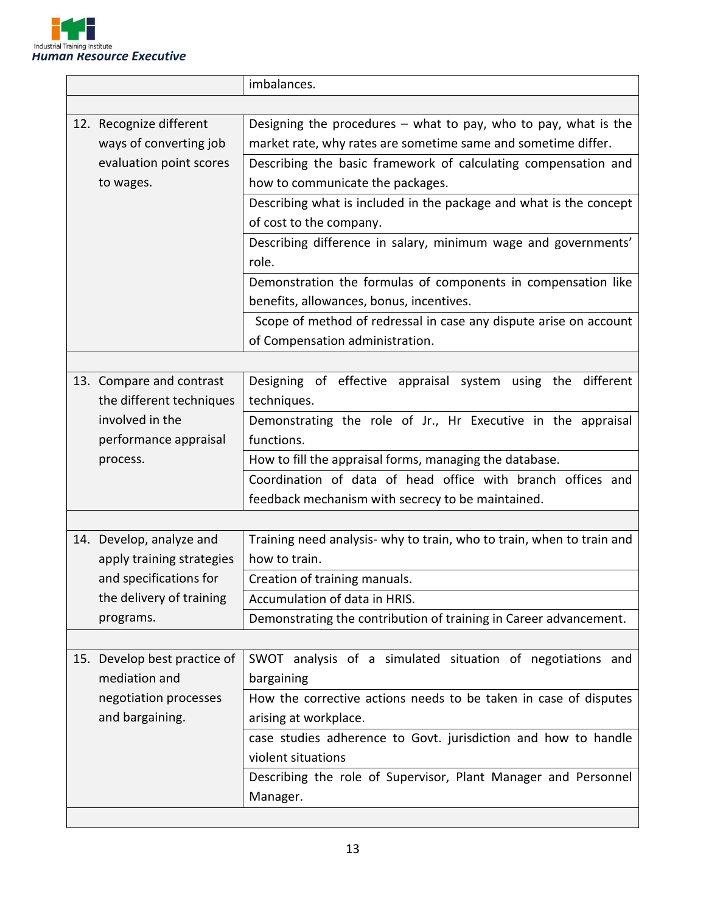| | |
|---|---|
| | imbalances. |
| | |
| 12. Recognize different ways of converting job evaluation point scores to wages. | Designing the procedures – what to pay, who to pay, what is the market rate, why rates are sometime same and sometime differ. |
| | Describing the basic framework of calculating compensation and how to communicate the packages. |
| | Describing what is included in the package and what is the concept of cost to the company. |
| | Describing difference in salary, minimum wage and governments' role. |
| | Demonstration the formulas of components in compensation like benefits, allowances, bonus, incentives. |
| | Scope of method of redressal in case any dispute arise on account of Compensation administration. |
| | |
| 13. Compare and contrast the different techniques involved in the performance appraisal process. | Designing of effective appraisal system using the different techniques. |
| | Demonstrating the role of Jr., Hr Executive in the appraisal functions. |
| | How to fill the appraisal forms, managing the database. |
| | Coordination of data of head office with branch offices and feedback mechanism with secrecy to be maintained. |
| | |
| 14. Develop, analyze and apply training strategies and specifications for the delivery of training programs. | Training need analysis- why to train, who to train, when to train and how to train. |
| | Creation of training manuals. |
| | Accumulation of data in HRIS. |
| | Demonstrating the contribution of training in Career advancement. |
| | |
| 15. Develop best practice of mediation and negotiation processes and bargaining. | SWOT analysis of a simulated situation of negotiations and bargaining |
| | How the corrective actions needs to be taken in case of disputes arising at workplace. |
| | case studies adherence to Govt. jurisdiction and how to handle violent situations |
| | Describing the role of Supervisor, Plant Manager and Personnel Manager. |
| | |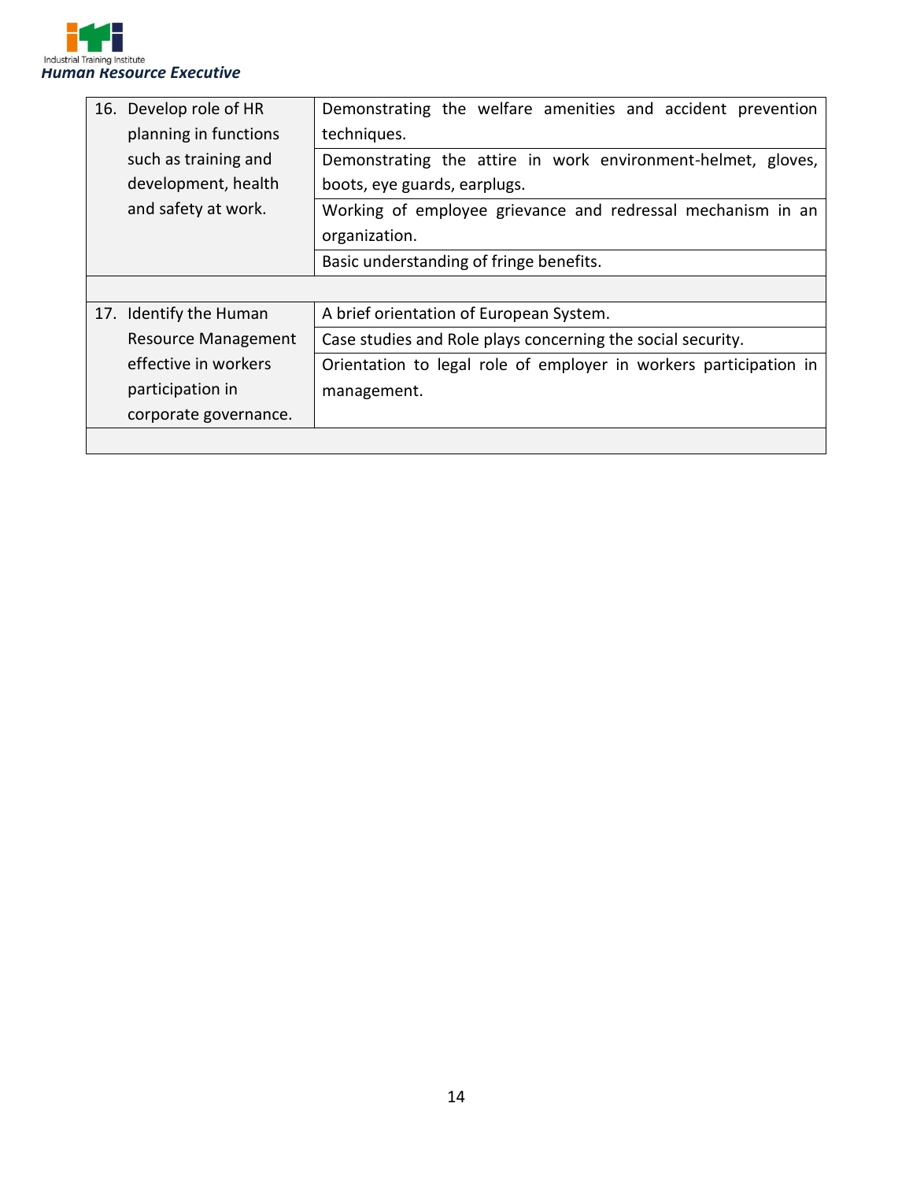| | |
|---|---|
| 16. Develop role of HR planning in functions such as training and development, health and safety at work. | Demonstrating the welfare amenities and accident prevention techniques. |
| | Demonstrating the attire in work environment-helmet, gloves, boots, eye guards, earplugs. |
| | Working of employee grievance and redressal mechanism in an organization. |
| | Basic understanding of fringe benefits. |
| | |
| 17. Identify the Human Resource Management effective in workers participation in corporate governance. | A brief orientation of European System. |
| | Case studies and Role plays concerning the social security. |
| | Orientation to legal role of employer in workers participation in management. |
| | |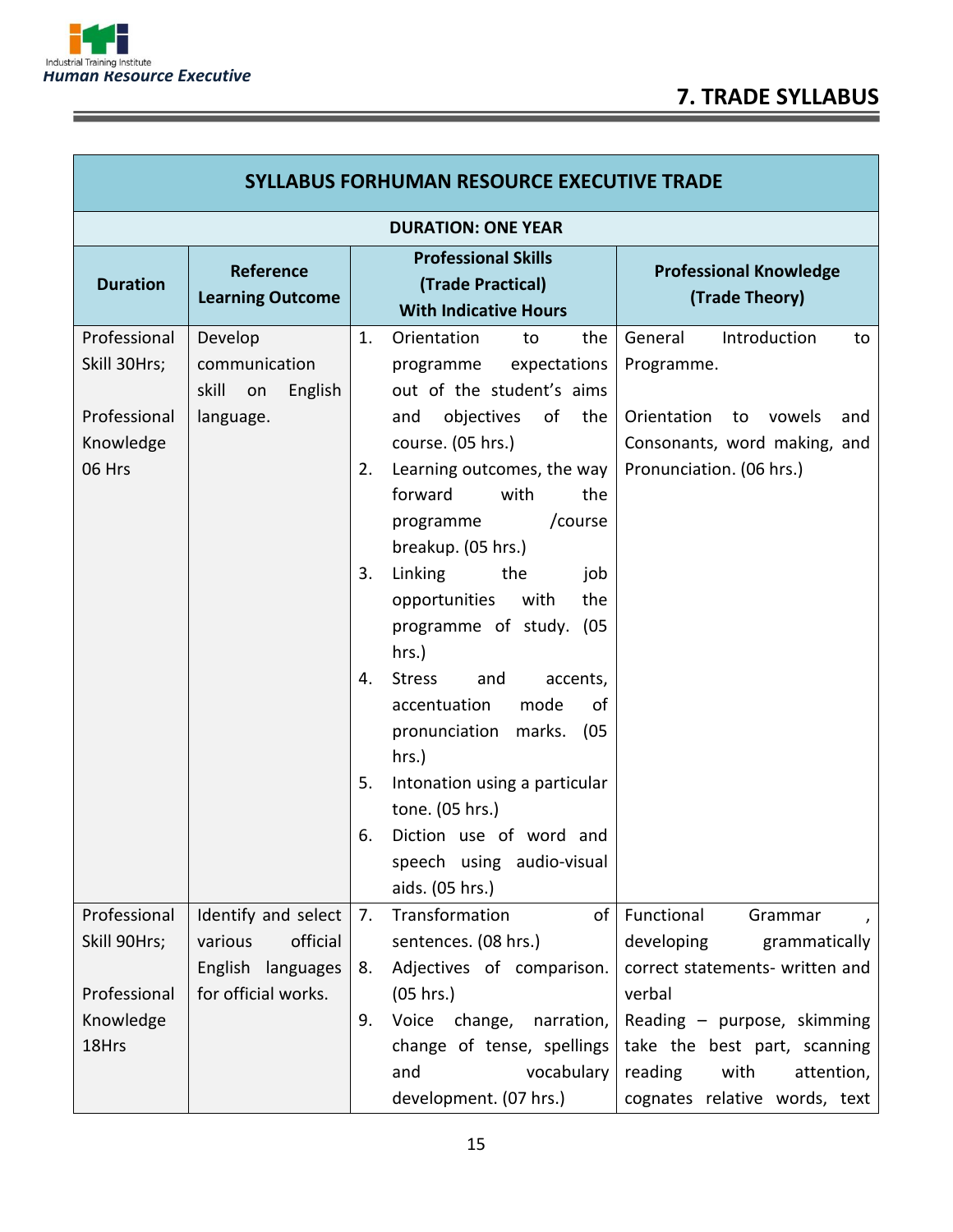## 7. TRADE SYLLABUS

| SYLLABUS FORHUMAN RESOURCE EXECUTIVE TRADE | | | |
|---|---|---|---|
| **DURATION: ONE YEAR** | | | |
| **Duration** | **Reference Learning Outcome** | **Professional Skills (Trade Practical) With Indicative Hours** | **Professional Knowledge (Trade Theory)** |
| Professional Skill 30Hrs;<br><br>Professional Knowledge 06 Hrs | Develop communication skill on English language. | 1. Orientation to the programme expectations out of the student's aims and objectives of the course. (05 hrs.)<br>2. Learning outcomes, the way forward with the programme /course breakup. (05 hrs.)<br>3. Linking the job opportunities with the programme of study. (05 hrs.)<br>4. Stress and accents, accentuation mode of pronunciation marks. (05 hrs.)<br>5. Intonation using a particular tone. (05 hrs.)<br>6. Diction use of word and speech using audio-visual aids. (05 hrs.) | General Introduction to Programme.<br><br>Orientation to vowels and Consonants, word making, and Pronunciation. (06 hrs.) |
| Professional Skill 90Hrs;<br><br>Professional Knowledge 18Hrs | Identify and select various official English languages for official works. | 7. Transformation of sentences. (08 hrs.)<br>8. Adjectives of comparison. (05 hrs.)<br>9. Voice change, narration, change of tense, spellings and vocabulary development. (07 hrs.) | Functional Grammar , developing grammatically correct statements- written and verbal<br>Reading – purpose, skimming take the best part, scanning reading with attention, cognates relative words, text |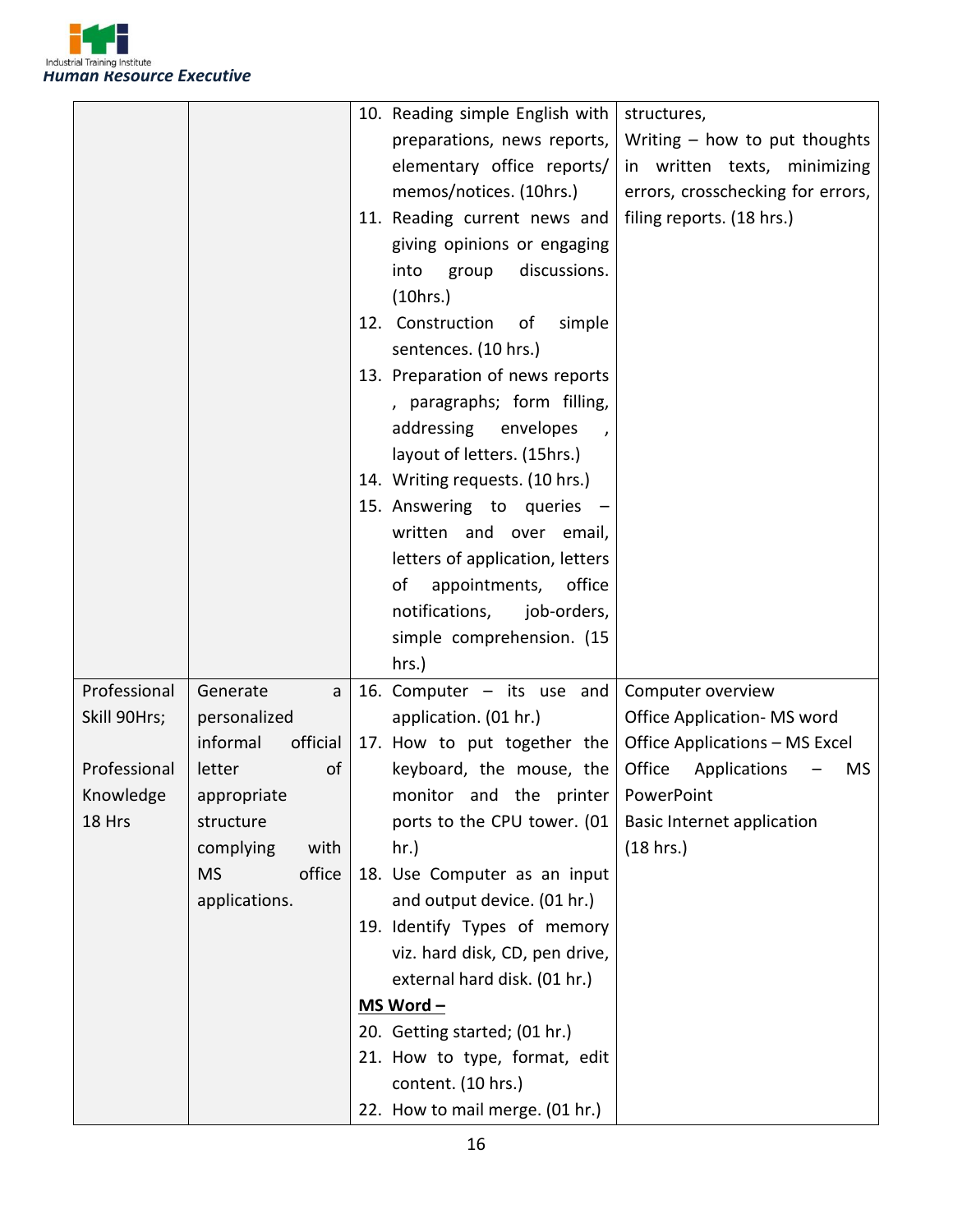| | | | |
|---|---|---|---|
| | | 10. Reading simple English with preparations, news reports, elementary office reports/ memos/notices. (10hrs.)<br>11. Reading current news and giving opinions or engaging into group discussions. (10hrs.)<br>12. Construction of simple sentences. (10 hrs.)<br>13. Preparation of news reports , paragraphs; form filling, addressing envelopes , layout of letters. (15hrs.)<br>14. Writing requests. (10 hrs.)<br>15. Answering to queries – written and over email, letters of application, letters of appointments, office notifications, job-orders, simple comprehension. (15 hrs.) | structures,<br>Writing – how to put thoughts in written texts, minimizing errors, crosschecking for errors, filing reports. (18 hrs.) |
| Professional Skill 90Hrs;<br><br>Professional Knowledge 18 Hrs | Generate a personalized informal official letter of appropriate structure complying with MS office applications. | 16. Computer – its use and application. (01 hr.)<br>17. How to put together the keyboard, the mouse, the monitor and the printer ports to the CPU tower. (01 hr.)<br>18. Use Computer as an input and output device. (01 hr.)<br>19. Identify Types of memory viz. hard disk, CD, pen drive, external hard disk. (01 hr.)<br>**<u>MS Word –</u>**<br>20. Getting started; (01 hr.)<br>21. How to type, format, edit content. (10 hrs.)<br>22. How to mail merge. (01 hr.) | Computer overview<br>Office Application- MS word<br>Office Applications – MS Excel<br>Office Applications – MS PowerPoint<br>Basic Internet application<br>(18 hrs.) |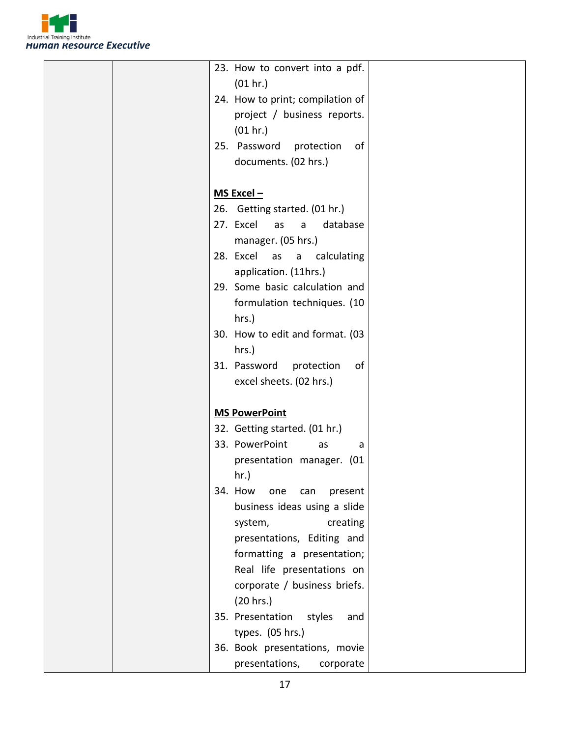| | | | |
|---|---|---|---|
| | | 23. How to convert into a pdf. (01 hr.)<br>24. How to print; compilation of project / business reports. (01 hr.)<br>25. Password protection of documents. (02 hrs.)<br><br>**<u>MS Excel –</u>**<br>26. Getting started. (01 hr.)<br>27. Excel as a database manager. (05 hrs.)<br>28. Excel as a calculating application. (11hrs.)<br>29. Some basic calculation and formulation techniques. (10 hrs.)<br>30. How to edit and format. (03 hrs.)<br>31. Password protection of excel sheets. (02 hrs.)<br><br>**<u>MS PowerPoint</u>**<br>32. Getting started. (01 hr.)<br>33. PowerPoint as a presentation manager. (01 hr.)<br>34. How one can present business ideas using a slide system, creating presentations, Editing and formatting a presentation; Real life presentations on corporate / business briefs. (20 hrs.)<br>35. Presentation styles and types. (05 hrs.)<br>36. Book presentations, movie presentations, corporate | |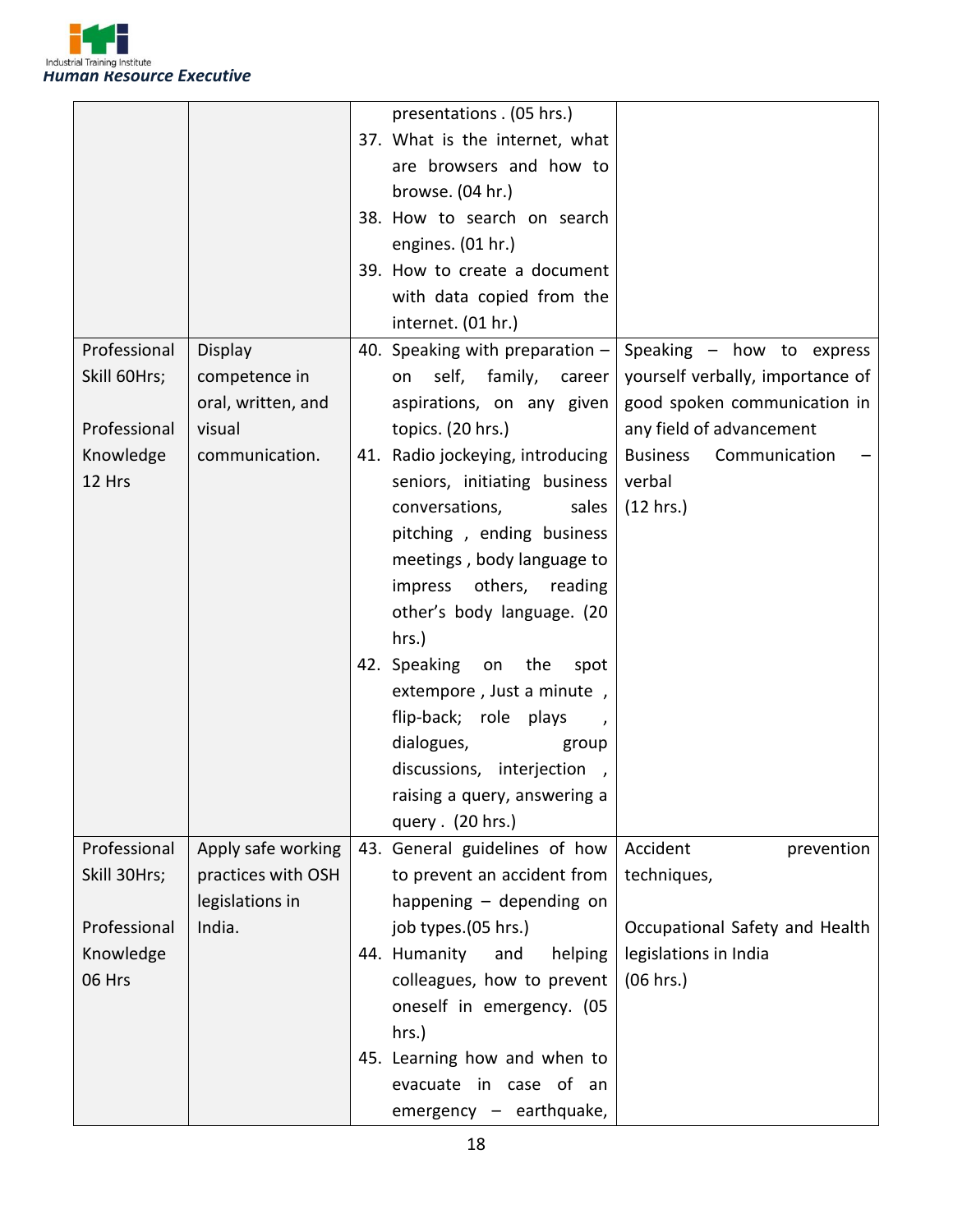| | | presentations . (05 hrs.)<br>37. What is the internet, what are browsers and how to browse. (04 hr.)<br>38. How to search on search engines. (01 hr.)<br>39. How to create a document with data copied from the internet. (01 hr.) | |
|---|---|---|---|
| Professional Skill 60Hrs;<br><br>Professional Knowledge 12 Hrs | Display competence in oral, written, and visual communication. | 40. Speaking with preparation – on self, family, career aspirations, on any given topics. (20 hrs.)<br>41. Radio jockeying, introducing seniors, initiating business conversations, sales pitching , ending business meetings , body language to impress others, reading other's body language. (20 hrs.)<br>42. Speaking on the spot extempore , Just a minute , flip-back; role plays , dialogues, group discussions, interjection , raising a query, answering a query . (20 hrs.) | Speaking – how to express yourself verbally, importance of good spoken communication in any field of advancement<br>Business Communication – verbal<br>(12 hrs.) |
| Professional Skill 30Hrs;<br><br>Professional Knowledge 06 Hrs | Apply safe working practices with OSH legislations in India. | 43. General guidelines of how to prevent an accident from happening – depending on job types.(05 hrs.)<br>44. Humanity and helping colleagues, how to prevent oneself in emergency. (05 hrs.)<br>45. Learning how and when to evacuate in case of an emergency – earthquake, | Accident prevention techniques,<br><br>Occupational Safety and Health legislations in India<br>(06 hrs.) |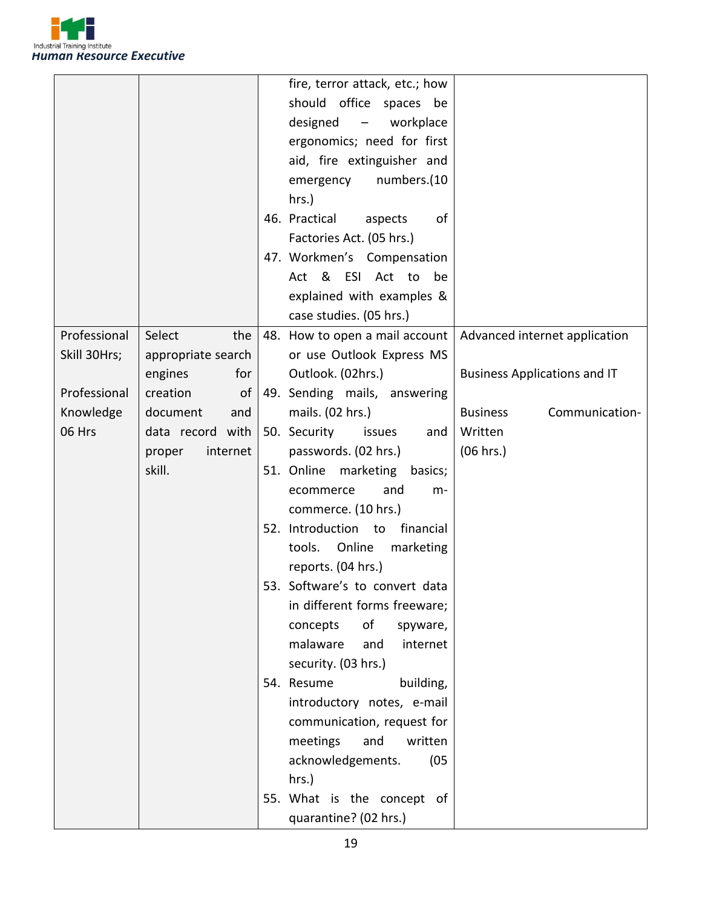| | | | |
|---|---|---|---|
| | | fire, terror attack, etc.; how should office spaces be designed – workplace ergonomics; need for first aid, fire extinguisher and emergency numbers.(10 hrs.)<br>46. Practical aspects of Factories Act. (05 hrs.)<br>47. Workmen's Compensation Act & ESI Act to be explained with examples & case studies. (05 hrs.) | |
| Professional Skill 30Hrs;<br><br>Professional Knowledge 06 Hrs | Select the appropriate search engines for creation of document and data record with proper internet skill. | 48. How to open a mail account or use Outlook Express MS Outlook. (02hrs.)<br>49. Sending mails, answering mails. (02 hrs.)<br>50. Security issues and passwords. (02 hrs.)<br>51. Online marketing basics; ecommerce and m-commerce. (10 hrs.)<br>52. Introduction to financial tools. Online marketing reports. (04 hrs.)<br>53. Software's to convert data in different forms freeware; concepts of spyware, malaware and internet security. (03 hrs.)<br>54. Resume building, introductory notes, e-mail communication, request for meetings and written acknowledgements. (05 hrs.)<br>55. What is the concept of quarantine? (02 hrs.) | Advanced internet application<br><br>Business Applications and IT<br><br>Business Communication-Written<br>(06 hrs.) |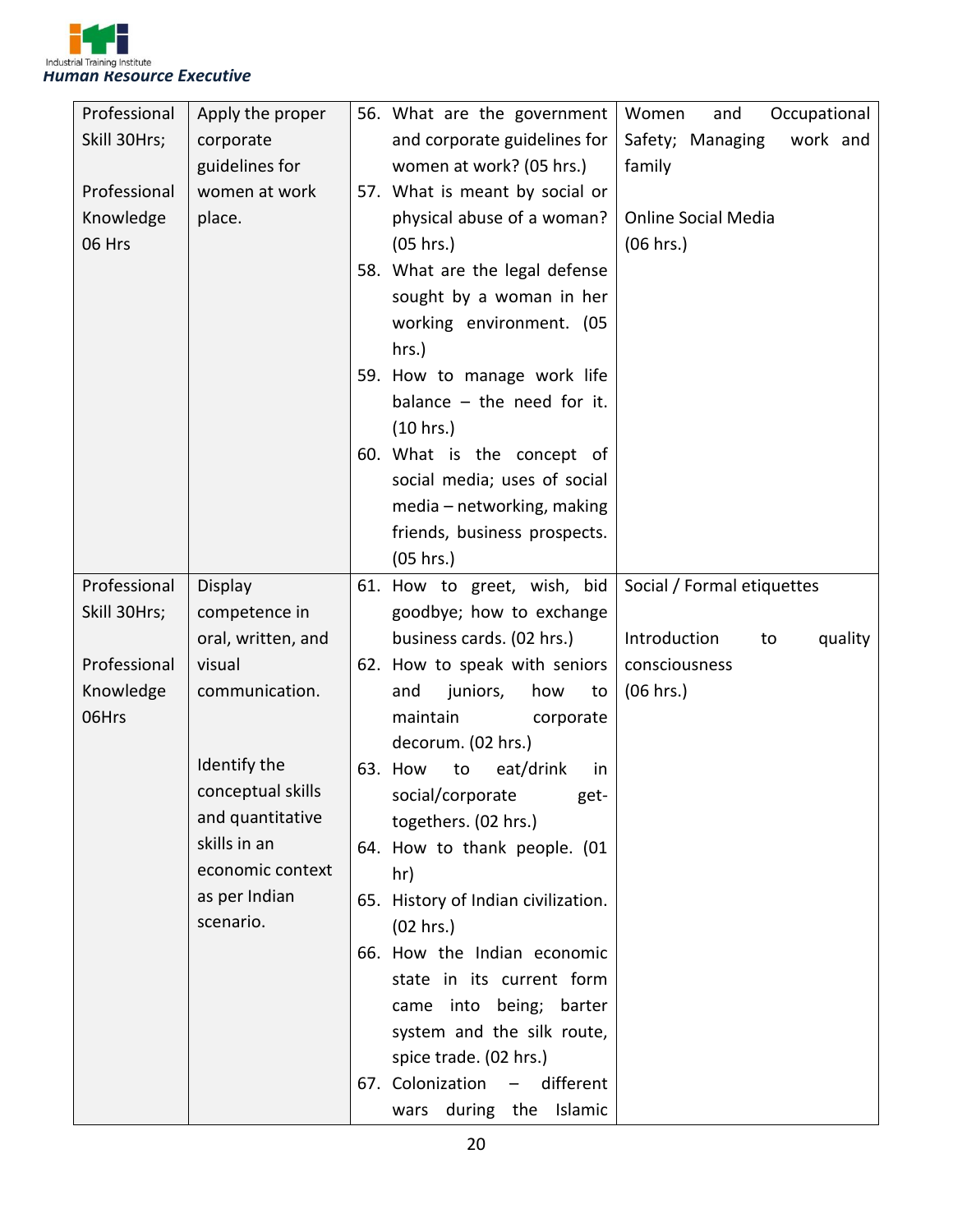| | | | |
|---|---|---|---|
| Professional Skill 30Hrs; <br><br> Professional Knowledge 06 Hrs | Apply the proper corporate guidelines for women at work place. | 56. What are the government and corporate guidelines for women at work? (05 hrs.) <br> 57. What is meant by social or physical abuse of a woman? (05 hrs.) <br> 58. What are the legal defense sought by a woman in her working environment. (05 hrs.) <br> 59. How to manage work life balance – the need for it. (10 hrs.) <br> 60. What is the concept of social media; uses of social media – networking, making friends, business prospects. (05 hrs.) | Women and Occupational Safety; Managing work and family <br><br> Online Social Media <br> (06 hrs.) |
| Professional Skill 30Hrs; <br><br> Professional Knowledge 06Hrs | Display competence in oral, written, and visual communication. <br><br> Identify the conceptual skills and quantitative skills in an economic context as per Indian scenario. | 61. How to greet, wish, bid goodbye; how to exchange business cards. (02 hrs.) <br> 62. How to speak with seniors and juniors, how to maintain corporate decorum. (02 hrs.) <br> 63. How to eat/drink in social/corporate get-togethers. (02 hrs.) <br> 64. How to thank people. (01 hr) <br> 65. History of Indian civilization. (02 hrs.) <br> 66. How the Indian economic state in its current form came into being; barter system and the silk route, spice trade. (02 hrs.) <br> 67. Colonization – different wars during the Islamic | Social / Formal etiquettes <br><br> Introduction to quality consciousness <br> (06 hrs.) |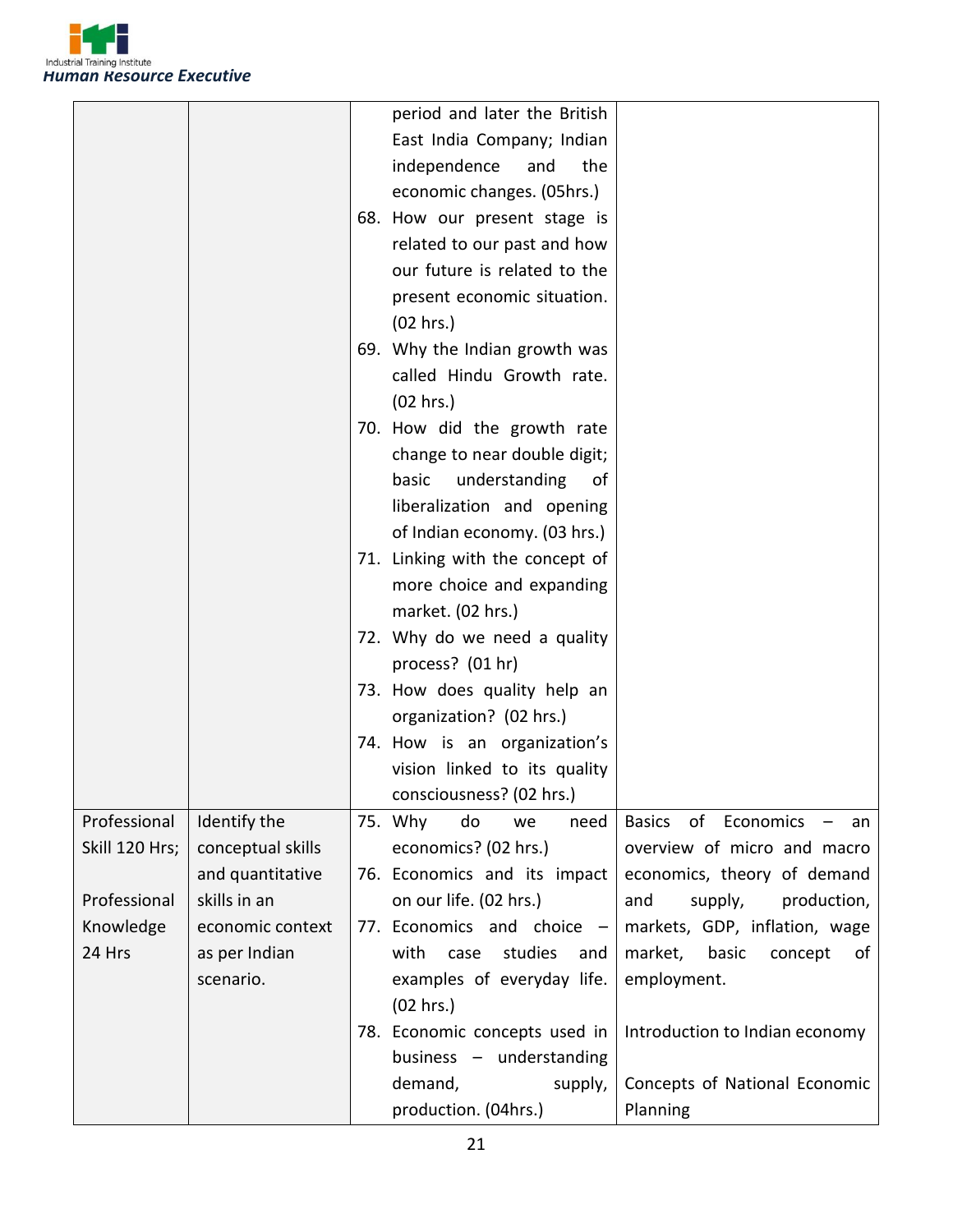| | | | |
|---|---|---|---|
| | | period and later the British East India Company; Indian independence and the economic changes. (05hrs.)<br>68. How our present stage is related to our past and how our future is related to the present economic situation. (02 hrs.)<br>69. Why the Indian growth was called Hindu Growth rate. (02 hrs.)<br>70. How did the growth rate change to near double digit; basic understanding of liberalization and opening of Indian economy. (03 hrs.)<br>71. Linking with the concept of more choice and expanding market. (02 hrs.)<br>72. Why do we need a quality process? (01 hr)<br>73. How does quality help an organization? (02 hrs.)<br>74. How is an organization's vision linked to its quality consciousness? (02 hrs.) | |
| Professional Skill 120 Hrs;<br><br>Professional Knowledge 24 Hrs | Identify the conceptual skills and quantitative skills in an economic context as per Indian scenario. | 75. Why do we need economics? (02 hrs.)<br>76. Economics and its impact on our life. (02 hrs.)<br>77. Economics and choice – with case studies and examples of everyday life. (02 hrs.)<br>78. Economic concepts used in business – understanding demand, supply, production. (04hrs.) | Basics of Economics – an overview of micro and macro economics, theory of demand and supply, production, markets, GDP, inflation, wage market, basic concept of employment.<br><br>Introduction to Indian economy<br><br>Concepts of National Economic Planning |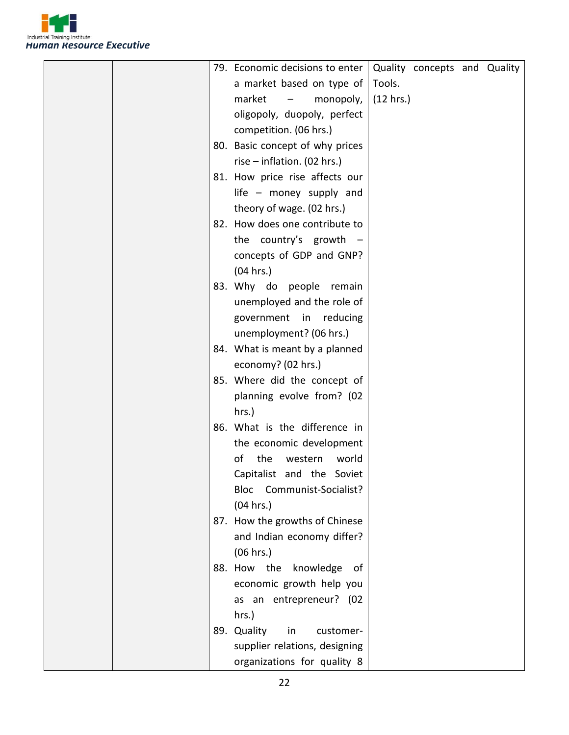| | | | |
|---|---|---|---|
| | | 79. Economic decisions to enter a market based on type of market – monopoly, oligopoly, duopoly, perfect competition. (06 hrs.)<br>80. Basic concept of why prices rise – inflation. (02 hrs.)<br>81. How price rise affects our life – money supply and theory of wage. (02 hrs.)<br>82. How does one contribute to the country's growth – concepts of GDP and GNP? (04 hrs.)<br>83. Why do people remain unemployed and the role of government in reducing unemployment? (06 hrs.)<br>84. What is meant by a planned economy? (02 hrs.)<br>85. Where did the concept of planning evolve from? (02 hrs.)<br>86. What is the difference in the economic development of the western world Capitalist and the Soviet Bloc Communist-Socialist? (04 hrs.)<br>87. How the growths of Chinese and Indian economy differ? (06 hrs.)<br>88. How the knowledge of economic growth help you as an entrepreneur? (02 hrs.)<br>89. Quality in customer-supplier relations, designing organizations for quality 8 | Quality concepts and Quality Tools.<br>(12 hrs.) |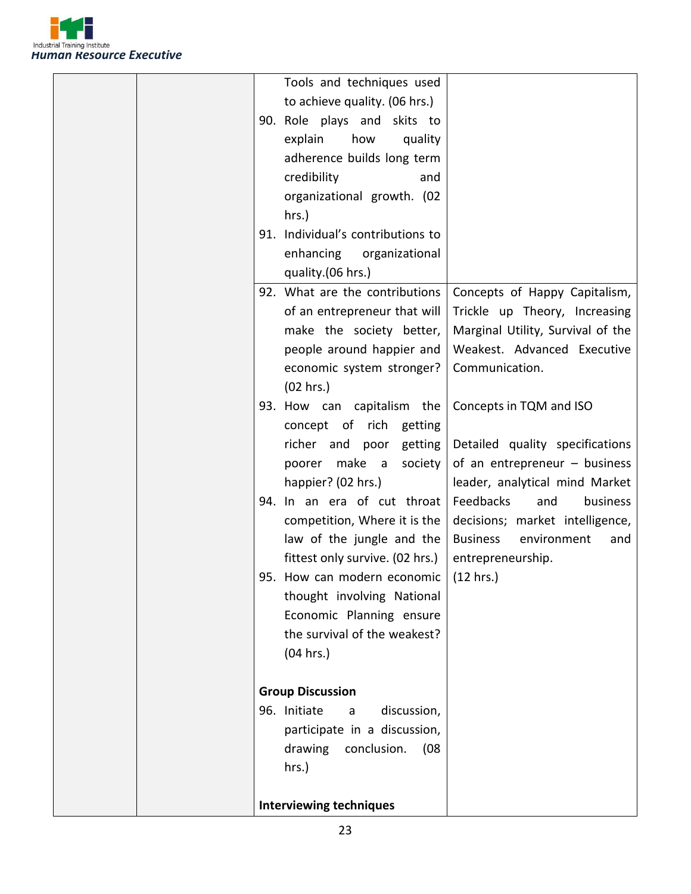| | | | |
|---|---|---|---|
| | | Tools and techniques used to achieve quality. (06 hrs.)<br>90. Role plays and skits to explain how quality adherence builds long term credibility and organizational growth. (02 hrs.)<br>91. Individual's contributions to enhancing organizational quality.(06 hrs.) | |
| | | 92. What are the contributions of an entrepreneur that will make the society better, people around happier and economic system stronger? (02 hrs.)<br>93. How can capitalism the concept of rich getting richer and poor getting poorer make a society happier? (02 hrs.)<br>94. In an era of cut throat competition, Where it is the law of the jungle and the fittest only survive. (02 hrs.)<br>95. How can modern economic thought involving National Economic Planning ensure the survival of the weakest? (04 hrs.)<br><br>**Group Discussion**<br>96. Initiate a discussion, participate in a discussion, drawing conclusion. (08 hrs.)<br><br>**Interviewing techniques** | Concepts of Happy Capitalism, Trickle up Theory, Increasing Marginal Utility, Survival of the Weakest. Advanced Executive Communication.<br><br>Concepts in TQM and ISO<br><br>Detailed quality specifications of an entrepreneur – business leader, analytical mind Market Feedbacks and business decisions; market intelligence, Business environment and entrepreneurship.<br>(12 hrs.) |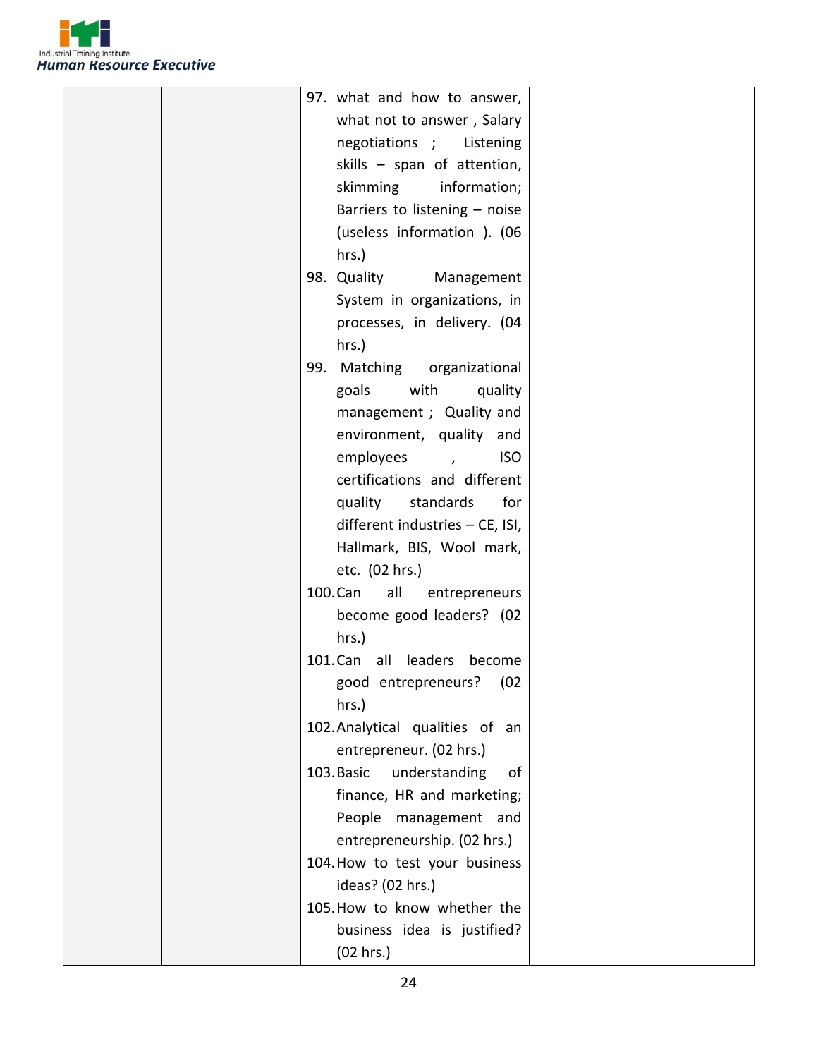| | | | |
|---|---|---|---|
| | | 97. what and how to answer, what not to answer , Salary negotiations ; Listening skills – span of attention, skimming information; Barriers to listening – noise (useless information ). (06 hrs.)<br>98. Quality Management System in organizations, in processes, in delivery. (04 hrs.)<br>99. Matching organizational goals with quality management ; Quality and environment, quality and employees , ISO certifications and different quality standards for different industries – CE, ISI, Hallmark, BIS, Wool mark, etc. (02 hrs.)<br>100. Can all entrepreneurs become good leaders? (02 hrs.)<br>101. Can all leaders become good entrepreneurs? (02 hrs.)<br>102. Analytical qualities of an entrepreneur. (02 hrs.)<br>103. Basic understanding of finance, HR and marketing; People management and entrepreneurship. (02 hrs.)<br>104. How to test your business ideas? (02 hrs.)<br>105. How to know whether the business idea is justified? (02 hrs.) | |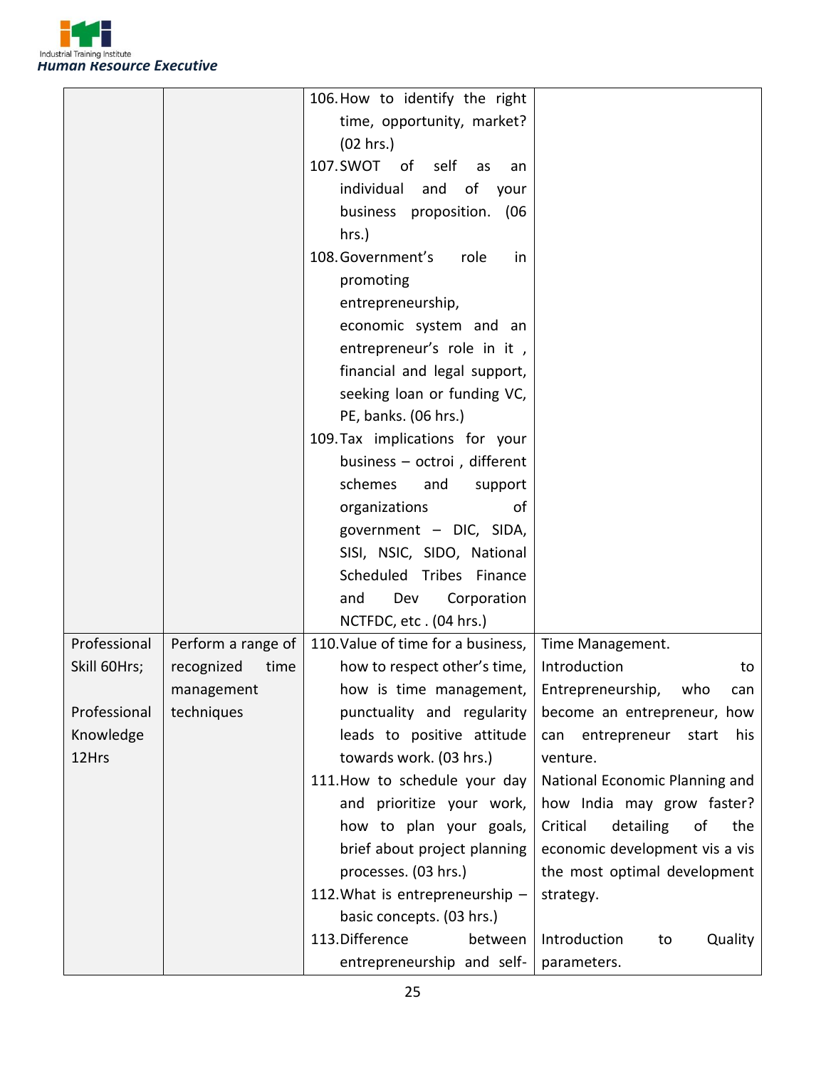| | | | |
|---|---|---|---|
| | | 106. How to identify the right time, opportunity, market? (02 hrs.)<br>107. SWOT of self as an individual and of your business proposition. (06 hrs.)<br>108. Government's role in promoting entrepreneurship, economic system and an entrepreneur's role in it , financial and legal support, seeking loan or funding VC, PE, banks. (06 hrs.)<br>109. Tax implications for your business – octroi , different schemes and support organizations of government – DIC, SIDA, SISI, NSIC, SIDO, National Scheduled Tribes Finance and Dev Corporation NCTFDC, etc . (04 hrs.) | |
| Professional Skill 60Hrs;<br><br>Professional Knowledge 12Hrs | Perform a range of recognized time management techniques | 110. Value of time for a business, how to respect other's time, how is time management, punctuality and regularity leads to positive attitude towards work. (03 hrs.)<br>111. How to schedule your day and prioritize your work, how to plan your goals, brief about project planning processes. (03 hrs.)<br>112. What is entrepreneurship – basic concepts. (03 hrs.)<br>113. Difference between entrepreneurship and self- | Time Management.<br>Introduction to Entrepreneurship, who can become an entrepreneur, how can entrepreneur start his venture.<br>National Economic Planning and how India may grow faster? Critical detailing of the economic development vis a vis the most optimal development strategy.<br><br>Introduction to Quality parameters. |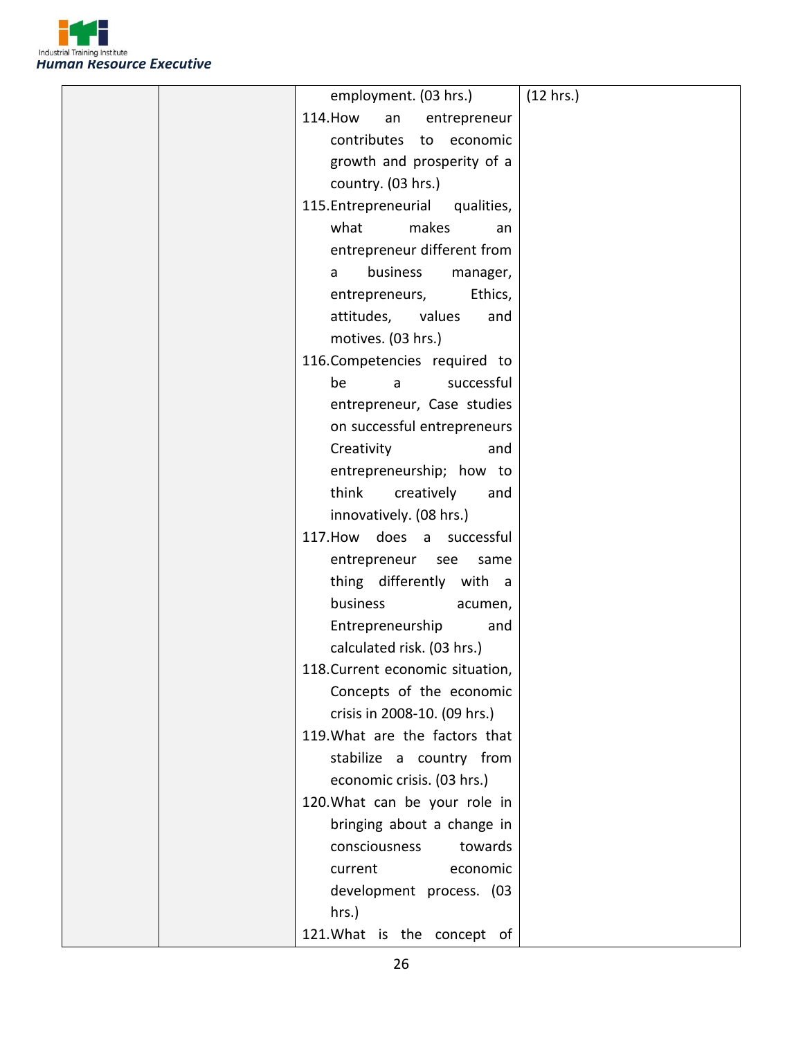| | | | |
|---|---|---|---|
| | | employment. (03 hrs.)<br>114. How an entrepreneur contributes to economic growth and prosperity of a country. (03 hrs.)<br>115. Entrepreneurial qualities, what makes an entrepreneur different from a business manager, entrepreneurs, Ethics, attitudes, values and motives. (03 hrs.)<br>116. Competencies required to be a successful entrepreneur, Case studies on successful entrepreneurs Creativity and entrepreneurship; how to think creatively and innovatively. (08 hrs.)<br>117. How does a successful entrepreneur see same thing differently with a business acumen, Entrepreneurship and calculated risk. (03 hrs.)<br>118. Current economic situation, Concepts of the economic crisis in 2008-10. (09 hrs.)<br>119. What are the factors that stabilize a country from economic crisis. (03 hrs.)<br>120. What can be your role in bringing about a change in consciousness towards current economic development process. (03 hrs.)<br>121. What is the concept of | (12 hrs.) |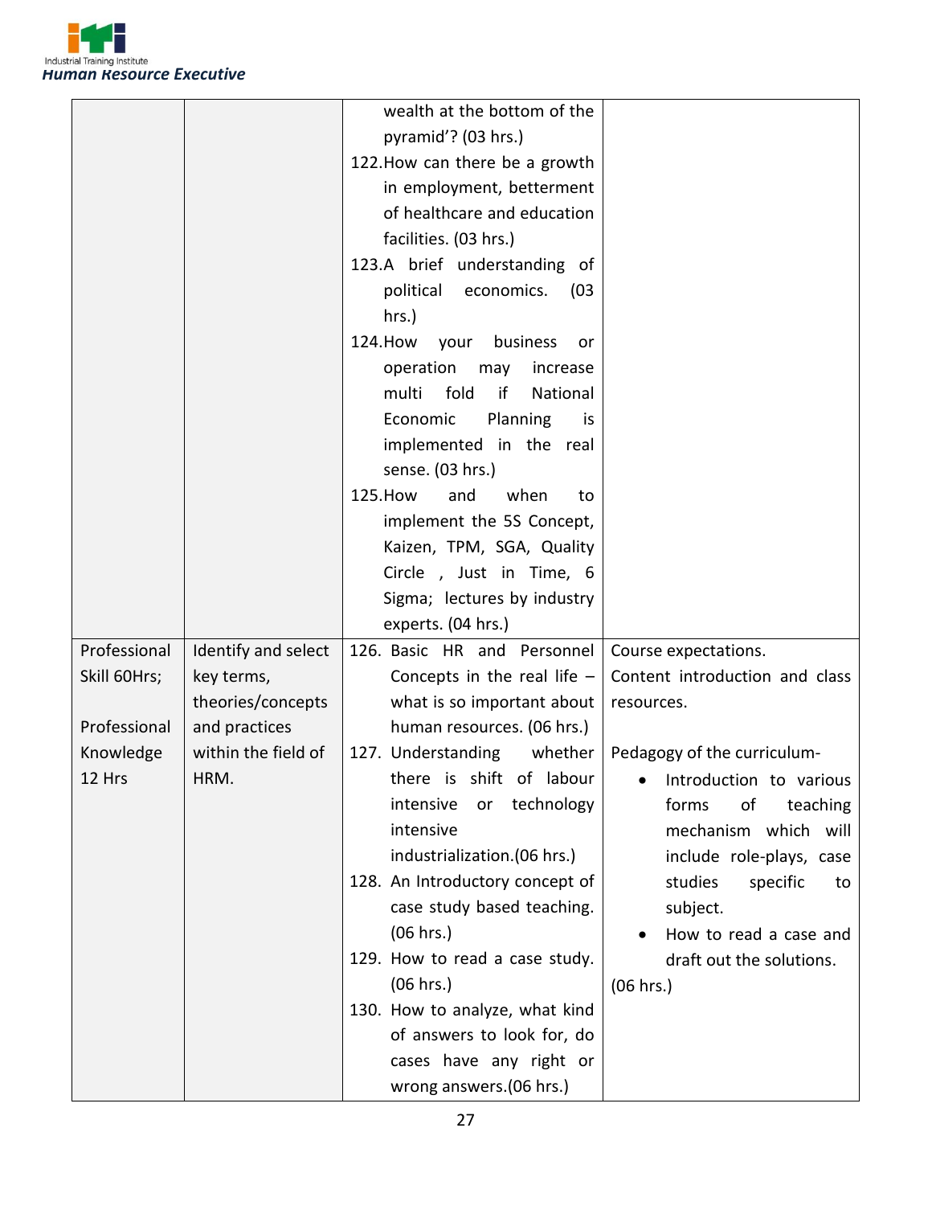| | | | |
|---|---|---|---|
| | | wealth at the bottom of the pyramid'? (03 hrs.)<br>122.How can there be a growth in employment, betterment of healthcare and education facilities. (03 hrs.)<br>123.A brief understanding of political economics. (03 hrs.)<br>124.How your business or operation may increase multi fold if National Economic Planning is implemented in the real sense. (03 hrs.)<br>125.How and when to implement the 5S Concept, Kaizen, TPM, SGA, Quality Circle , Just in Time, 6 Sigma; lectures by industry experts. (04 hrs.) | |
| Professional Skill 60Hrs;<br><br>Professional Knowledge 12 Hrs | Identify and select key terms, theories/concepts and practices within the field of HRM. | 126. Basic HR and Personnel Concepts in the real life – what is so important about human resources. (06 hrs.)<br>127. Understanding whether there is shift of labour intensive or technology intensive industrialization.(06 hrs.)<br>128. An Introductory concept of case study based teaching. (06 hrs.)<br>129. How to read a case study. (06 hrs.)<br>130. How to analyze, what kind of answers to look for, do cases have any right or wrong answers.(06 hrs.) | Course expectations.<br>Content introduction and class resources.<br><br>Pedagogy of the curriculum-<br>• Introduction to various forms of teaching mechanism which will include role-plays, case studies specific to subject.<br>• How to read a case and draft out the solutions.<br>(06 hrs.) |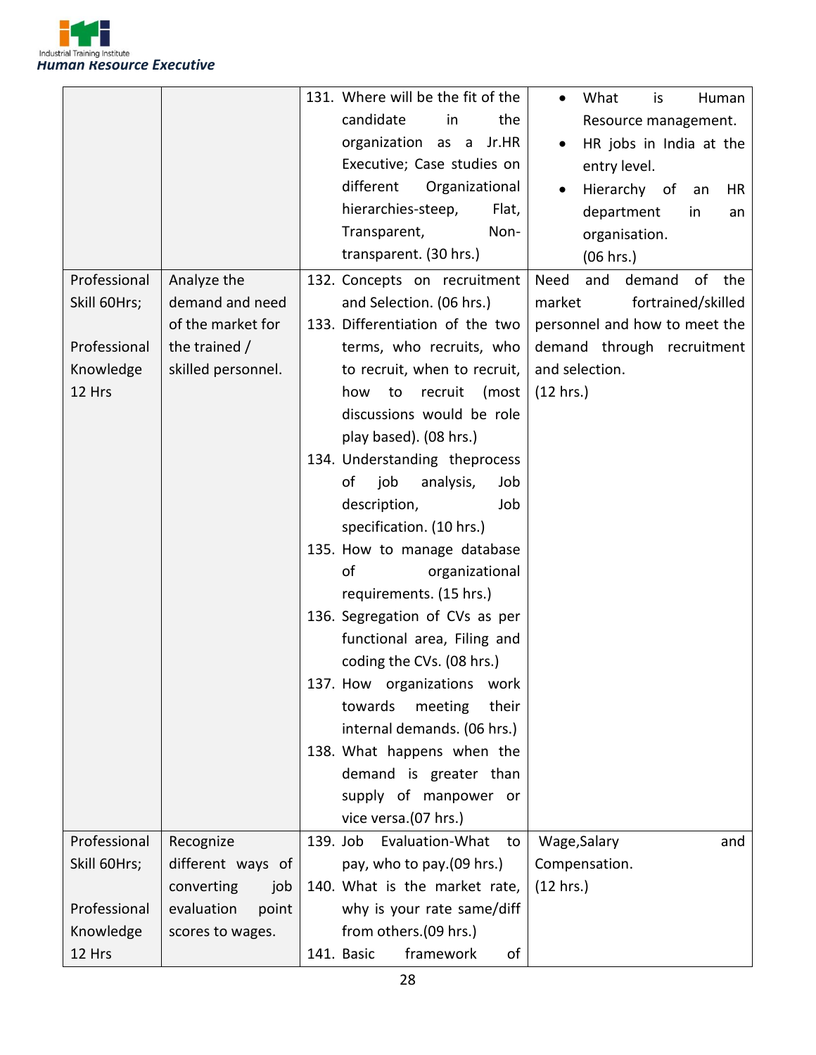| | | | |
|---|---|---|---|
| | | 131. Where will be the fit of the candidate in the organization as a Jr.HR Executive; Case studies on different Organizational hierarchies-steep, Flat, Transparent, Non-transparent. (30 hrs.) | • What is Human Resource management.<br>• HR jobs in India at the entry level.<br>• Hierarchy of an HR department in an organisation.<br>(06 hrs.) |
| Professional Skill 60Hrs;<br><br>Professional Knowledge 12 Hrs | Analyze the demand and need of the market for the trained / skilled personnel. | 132. Concepts on recruitment and Selection. (06 hrs.)<br>133. Differentiation of the two terms, who recruits, who to recruit, when to recruit, how to recruit (most discussions would be role play based). (08 hrs.)<br>134. Understanding theprocess of job analysis, Job description, Job specification. (10 hrs.)<br>135. How to manage database of organizational requirements. (15 hrs.)<br>136. Segregation of CVs as per functional area, Filing and coding the CVs. (08 hrs.)<br>137. How organizations work towards meeting their internal demands. (06 hrs.)<br>138. What happens when the demand is greater than supply of manpower or vice versa.(07 hrs.) | Need and demand of the market fortrained/skilled personnel and how to meet the demand through recruitment and selection.<br>(12 hrs.) |
| Professional Skill 60Hrs;<br><br>Professional Knowledge 12 Hrs | Recognize different ways of converting job evaluation point scores to wages. | 139. Job Evaluation-What to pay, who to pay.(09 hrs.)<br>140. What is the market rate, why is your rate same/diff from others.(09 hrs.)<br>141. Basic framework of | Wage,Salary and Compensation.<br>(12 hrs.) |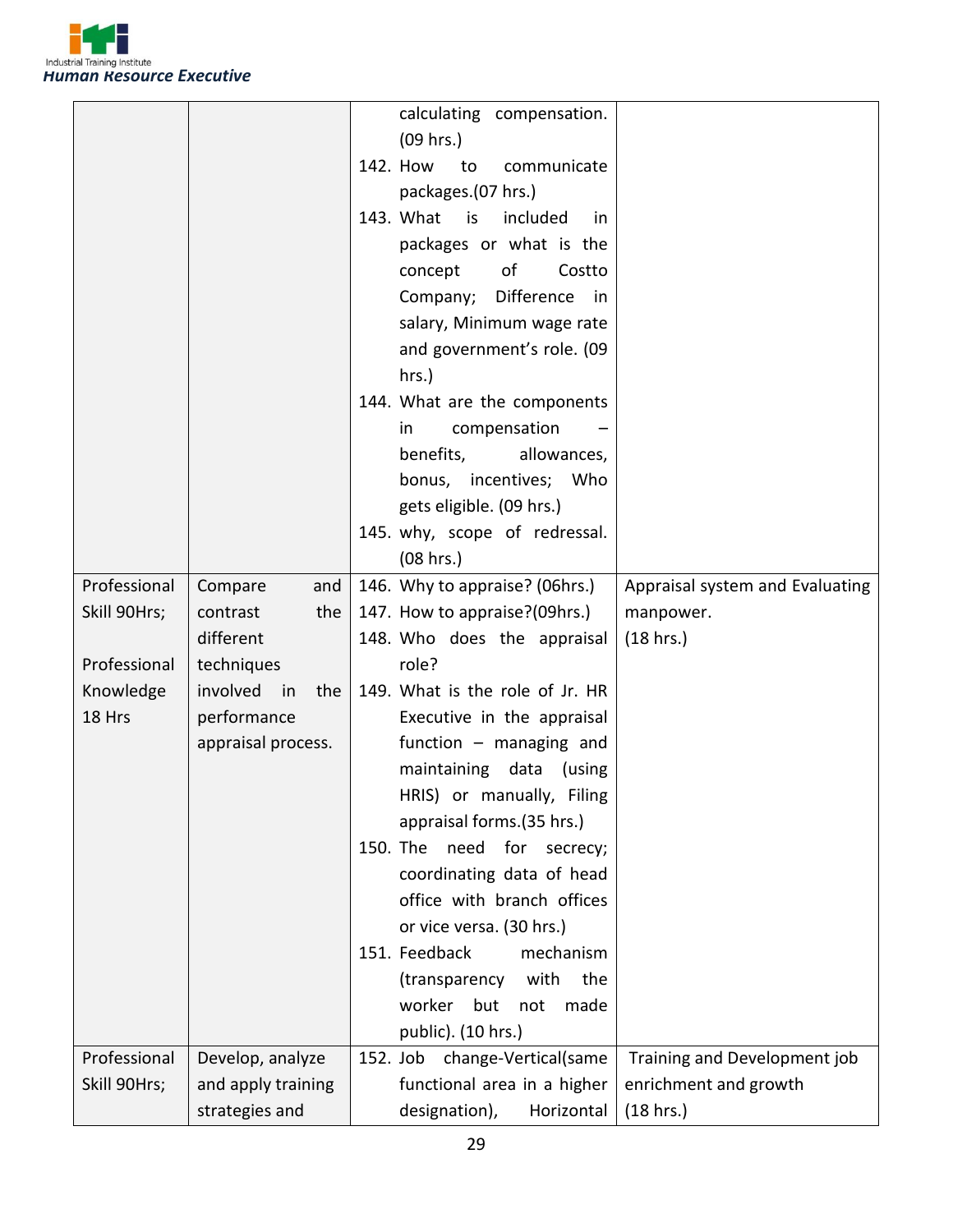| | | | |
|---|---|---|---|
| | | calculating compensation. (09 hrs.)<br>142. How to communicate packages.(07 hrs.)<br>143. What is included in packages or what is the concept of Costto Company; Difference in salary, Minimum wage rate and government's role. (09 hrs.)<br>144. What are the components in compensation – benefits, allowances, bonus, incentives; Who gets eligible. (09 hrs.)<br>145. why, scope of redressal. (08 hrs.) | |
| Professional Skill 90Hrs;<br><br>Professional Knowledge 18 Hrs | Compare and contrast the different techniques involved in the performance appraisal process. | 146. Why to appraise? (06hrs.)<br>147. How to appraise?(09hrs.)<br>148. Who does the appraisal role?<br>149. What is the role of Jr. HR Executive in the appraisal function – managing and maintaining data (using HRIS) or manually, Filing appraisal forms.(35 hrs.)<br>150. The need for secrecy; coordinating data of head office with branch offices or vice versa. (30 hrs.)<br>151. Feedback mechanism (transparency with the worker but not made public). (10 hrs.) | Appraisal system and Evaluating manpower.<br>(18 hrs.) |
| Professional Skill 90Hrs; | Develop, analyze and apply training strategies and | 152. Job change-Vertical(same functional area in a higher designation), Horizontal | Training and Development job enrichment and growth<br>(18 hrs.) |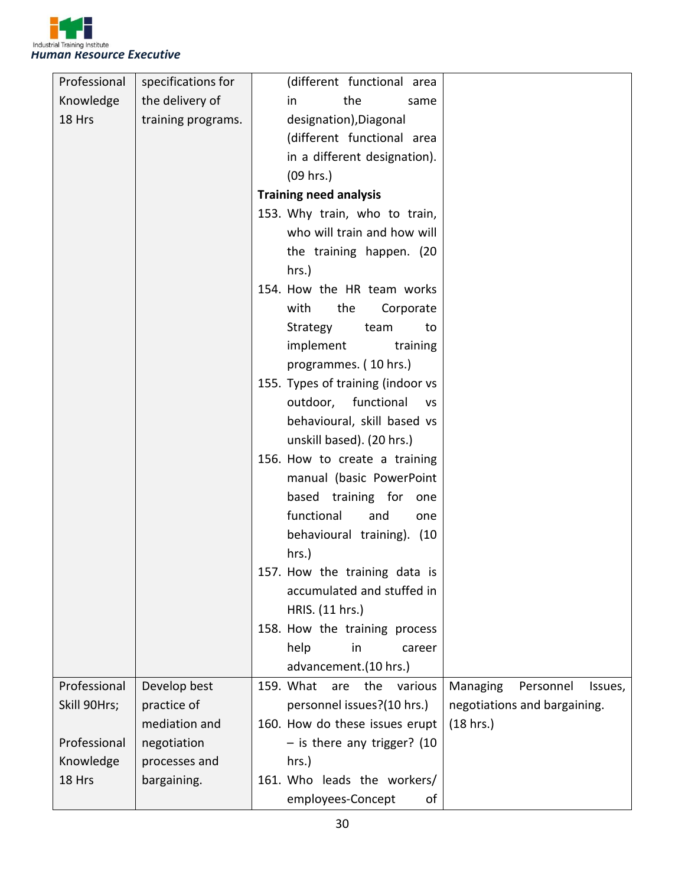| | | | |
|---|---|---|---|
| Professional Knowledge 18 Hrs | specifications for the delivery of training programs. | (different functional area in the same designation),Diagonal (different functional area in a different designation). (09 hrs.)<br>**Training need analysis**<br>153. Why train, who to train, who will train and how will the training happen. (20 hrs.)<br>154. How the HR team works with the Corporate Strategy team to implement training programmes. ( 10 hrs.)<br>155. Types of training (indoor vs outdoor, functional vs behavioural, skill based vs unskill based). (20 hrs.)<br>156. How to create a training manual (basic PowerPoint based training for one functional and one behavioural training). (10 hrs.)<br>157. How the training data is accumulated and stuffed in HRIS. (11 hrs.)<br>158. How the training process help in career advancement.(10 hrs.) | |
| Professional Skill 90Hrs;<br><br>Professional Knowledge 18 Hrs | Develop best practice of mediation and negotiation processes and bargaining. | 159. What are the various personnel issues?(10 hrs.)<br>160. How do these issues erupt – is there any trigger? (10 hrs.)<br>161. Who leads the workers/ employees-Concept of | Managing Personnel Issues, negotiations and bargaining. (18 hrs.) |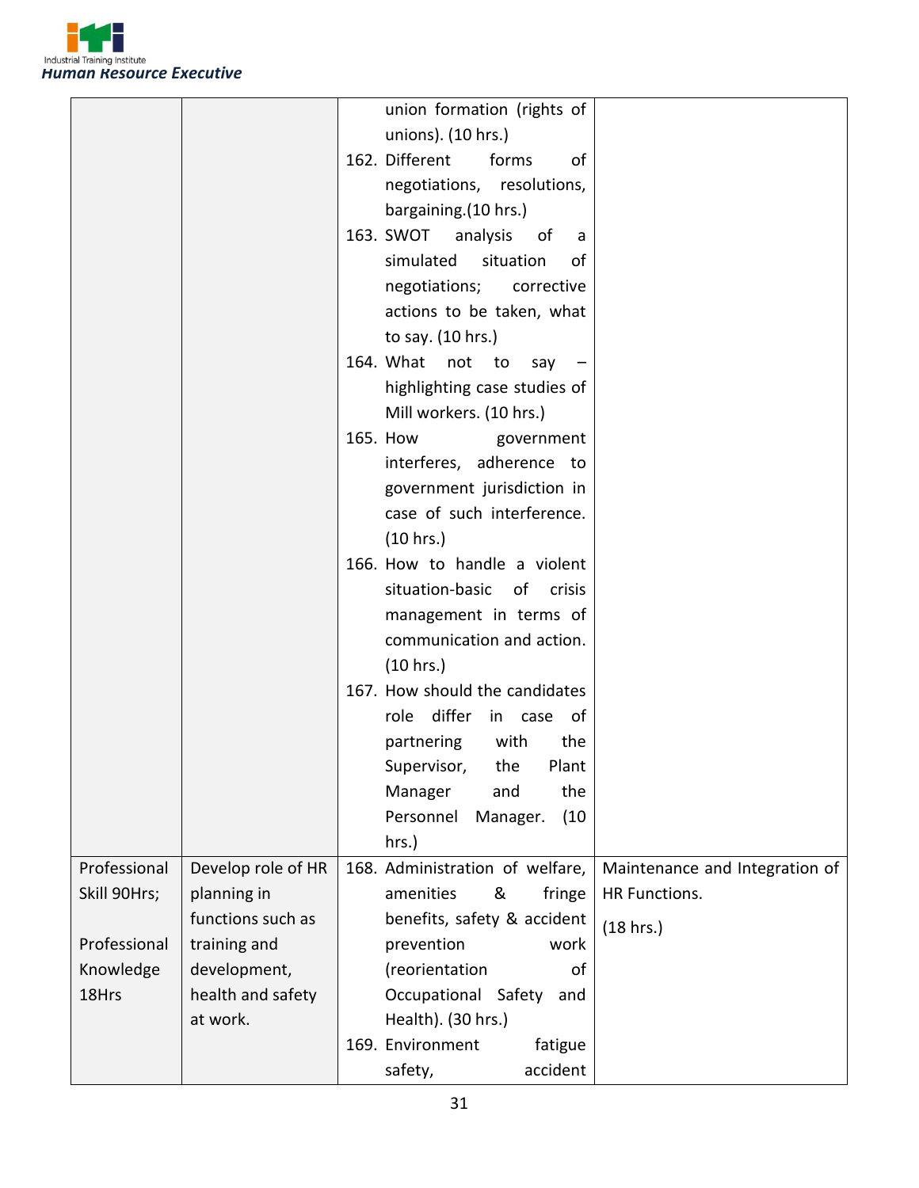| | | | |
|---|---|---|---|
| | | union formation (rights of unions). (10 hrs.)<br>162. Different forms of negotiations, resolutions, bargaining.(10 hrs.)<br>163. SWOT analysis of a simulated situation of negotiations; corrective actions to be taken, what to say. (10 hrs.)<br>164. What not to say – highlighting case studies of Mill workers. (10 hrs.)<br>165. How government interferes, adherence to government jurisdiction in case of such interference. (10 hrs.)<br>166. How to handle a violent situation-basic of crisis management in terms of communication and action. (10 hrs.)<br>167. How should the candidates role differ in case of partnering with the Supervisor, the Plant Manager and the Personnel Manager. (10 hrs.) | |
| Professional Skill 90Hrs;<br><br>Professional Knowledge 18Hrs | Develop role of HR planning in functions such as training and development, health and safety at work. | 168. Administration of welfare, amenities & fringe benefits, safety & accident prevention work (reorientation of Occupational Safety and Health). (30 hrs.)<br>169. Environment fatigue safety, accident | Maintenance and Integration of HR Functions.<br><br>(18 hrs.) |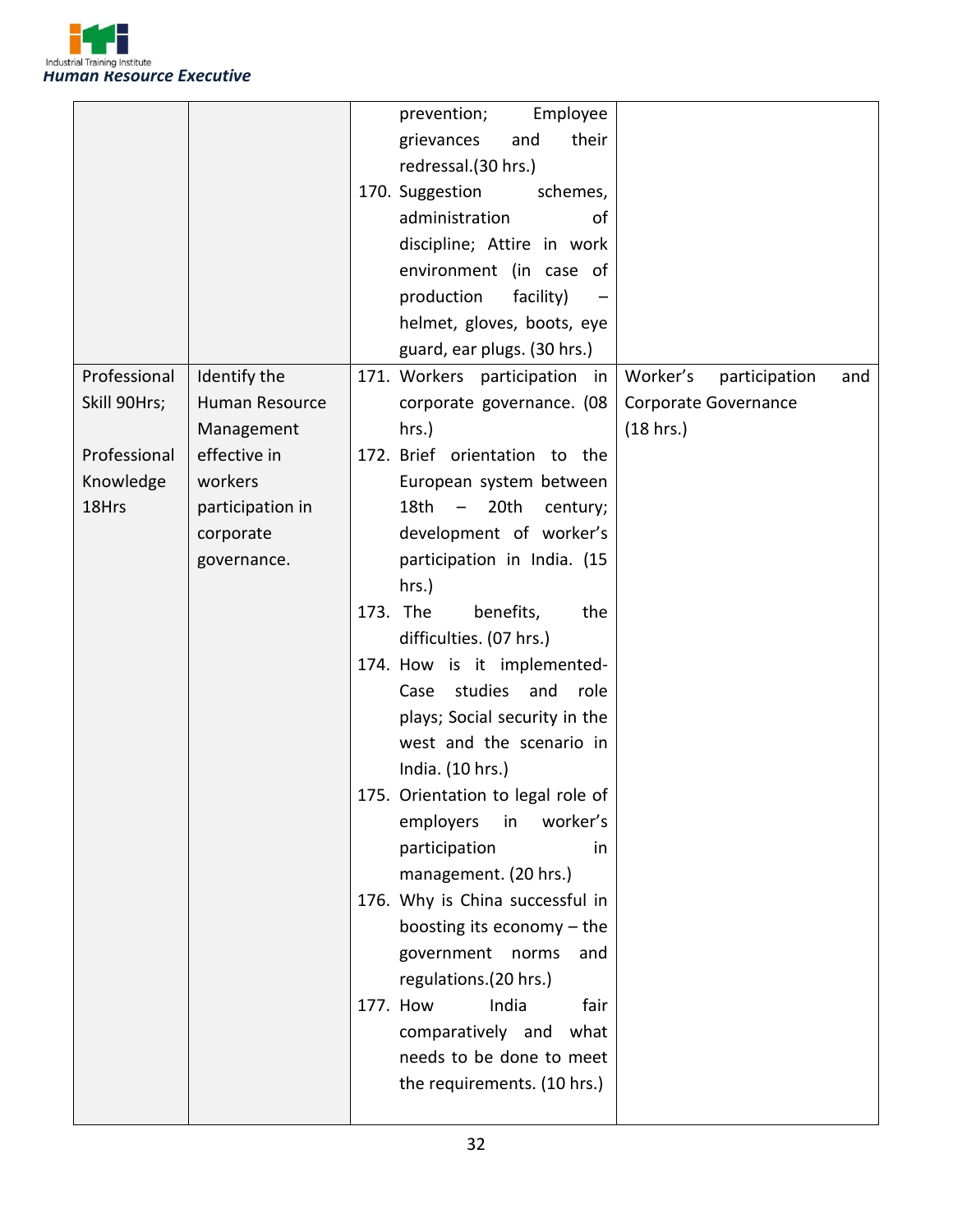| | | | |
|---|---|---|---|
| | | prevention; Employee grievances and their redressal.(30 hrs.)<br>170. Suggestion schemes, administration of discipline; Attire in work environment (in case of production facility) – helmet, gloves, boots, eye guard, ear plugs. (30 hrs.) | |
| Professional Skill 90Hrs;<br><br>Professional Knowledge 18Hrs | Identify the Human Resource Management effective in workers participation in corporate governance. | 171. Workers participation in corporate governance. (08 hrs.)<br>172. Brief orientation to the European system between 18th – 20th century; development of worker's participation in India. (15 hrs.)<br>173. The benefits, the difficulties. (07 hrs.)<br>174. How is it implemented- Case studies and role plays; Social security in the west and the scenario in India. (10 hrs.)<br>175. Orientation to legal role of employers in worker's participation in management. (20 hrs.)<br>176. Why is China successful in boosting its economy – the government norms and regulations.(20 hrs.)<br>177. How India fair comparatively and what needs to be done to meet the requirements. (10 hrs.) | Worker's participation and Corporate Governance (18 hrs.) |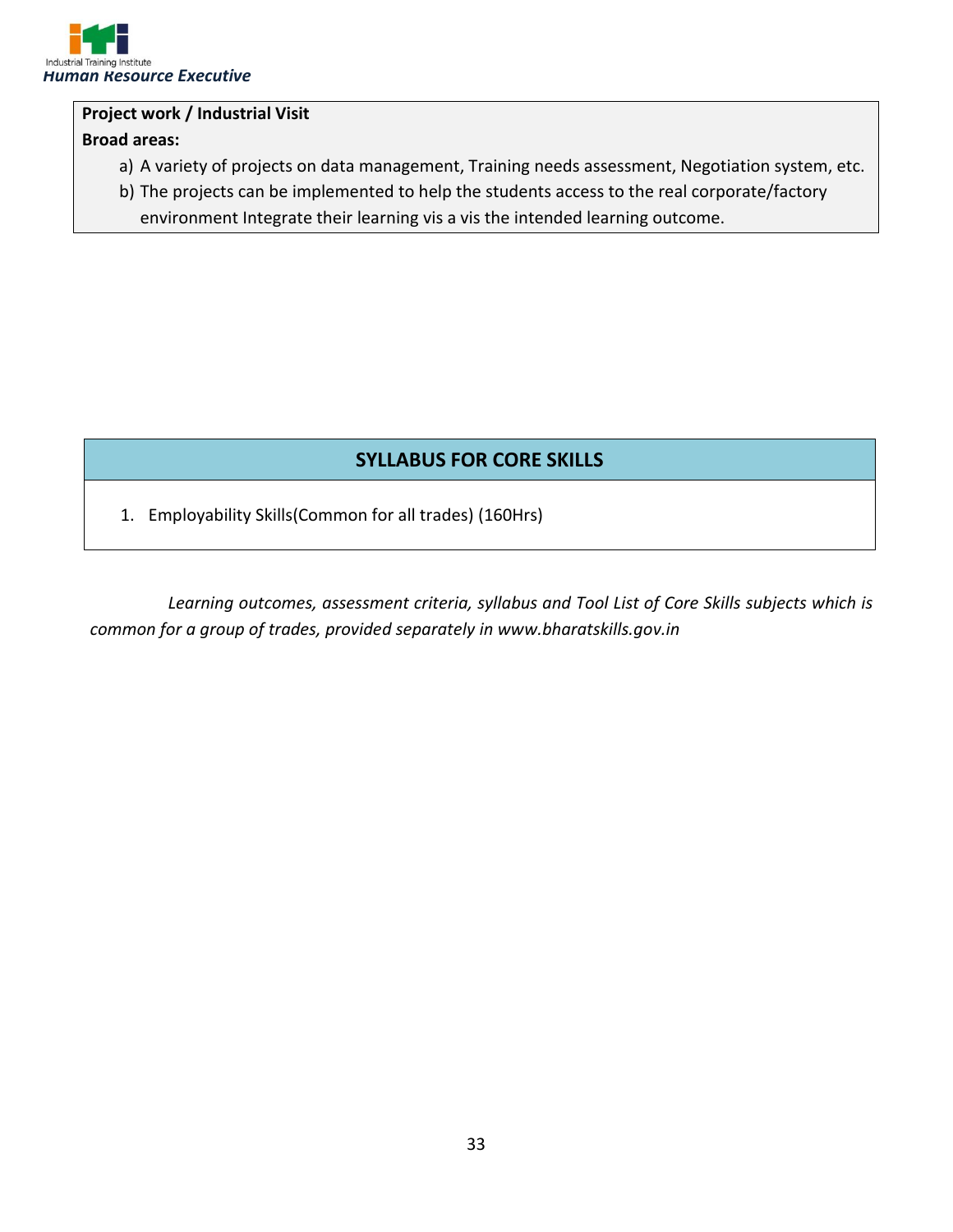**Project work / Industrial Visit**

**Broad areas:**

a) A variety of projects on data management, Training needs assessment, Negotiation system, etc.
b) The projects can be implemented to help the students access to the real corporate/factory environment Integrate their learning vis a vis the intended learning outcome.

## SYLLABUS FOR CORE SKILLS

1. Employability Skills(Common for all trades) (160Hrs)

*Learning outcomes, assessment criteria, syllabus and Tool List of Core Skills subjects which is common for a group of trades, provided separately in www.bharatskills.gov.in*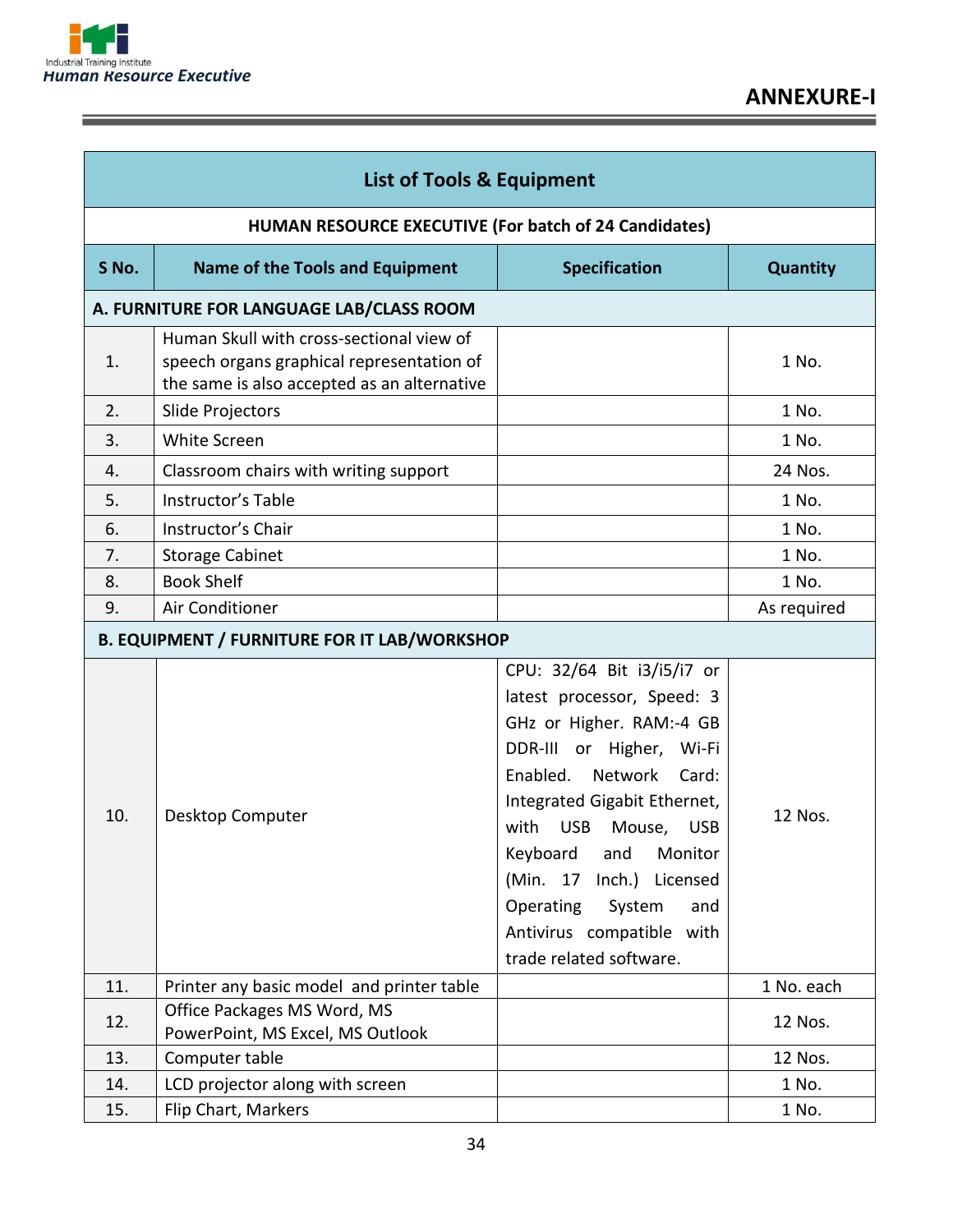## ANNEXURE-I

| List of Tools & Equipment | | | |
|---|---|---|---|
| **HUMAN RESOURCE EXECUTIVE (For batch of 24 Candidates)** | | | |
| **S No.** | **Name of the Tools and Equipment** | **Specification** | **Quantity** |
| **A. FURNITURE FOR LANGUAGE LAB/CLASS ROOM** | | | |
| 1. | Human Skull with cross-sectional view of speech organs graphical representation of the same is also accepted as an alternative | | 1 No. |
| 2. | Slide Projectors | | 1 No. |
| 3. | White Screen | | 1 No. |
| 4. | Classroom chairs with writing support | | 24 Nos. |
| 5. | Instructor's Table | | 1 No. |
| 6. | Instructor's Chair | | 1 No. |
| 7. | Storage Cabinet | | 1 No. |
| 8. | Book Shelf | | 1 No. |
| 9. | Air Conditioner | | As required |
| **B. EQUIPMENT / FURNITURE FOR IT LAB/WORKSHOP** | | | |
| 10. | Desktop Computer | CPU: 32/64 Bit i3/i5/i7 or latest processor, Speed: 3 GHz or Higher. RAM:-4 GB DDR-III or Higher, Wi-Fi Enabled. Network Card: Integrated Gigabit Ethernet, with USB Mouse, USB Keyboard and Monitor (Min. 17 Inch.) Licensed Operating System and Antivirus compatible with trade related software. | 12 Nos. |
| 11. | Printer any basic model and printer table | | 1 No. each |
| 12. | Office Packages MS Word, MS PowerPoint, MS Excel, MS Outlook | | 12 Nos. |
| 13. | Computer table | | 12 Nos. |
| 14. | LCD projector along with screen | | 1 No. |
| 15. | Flip Chart, Markers | | 1 No. |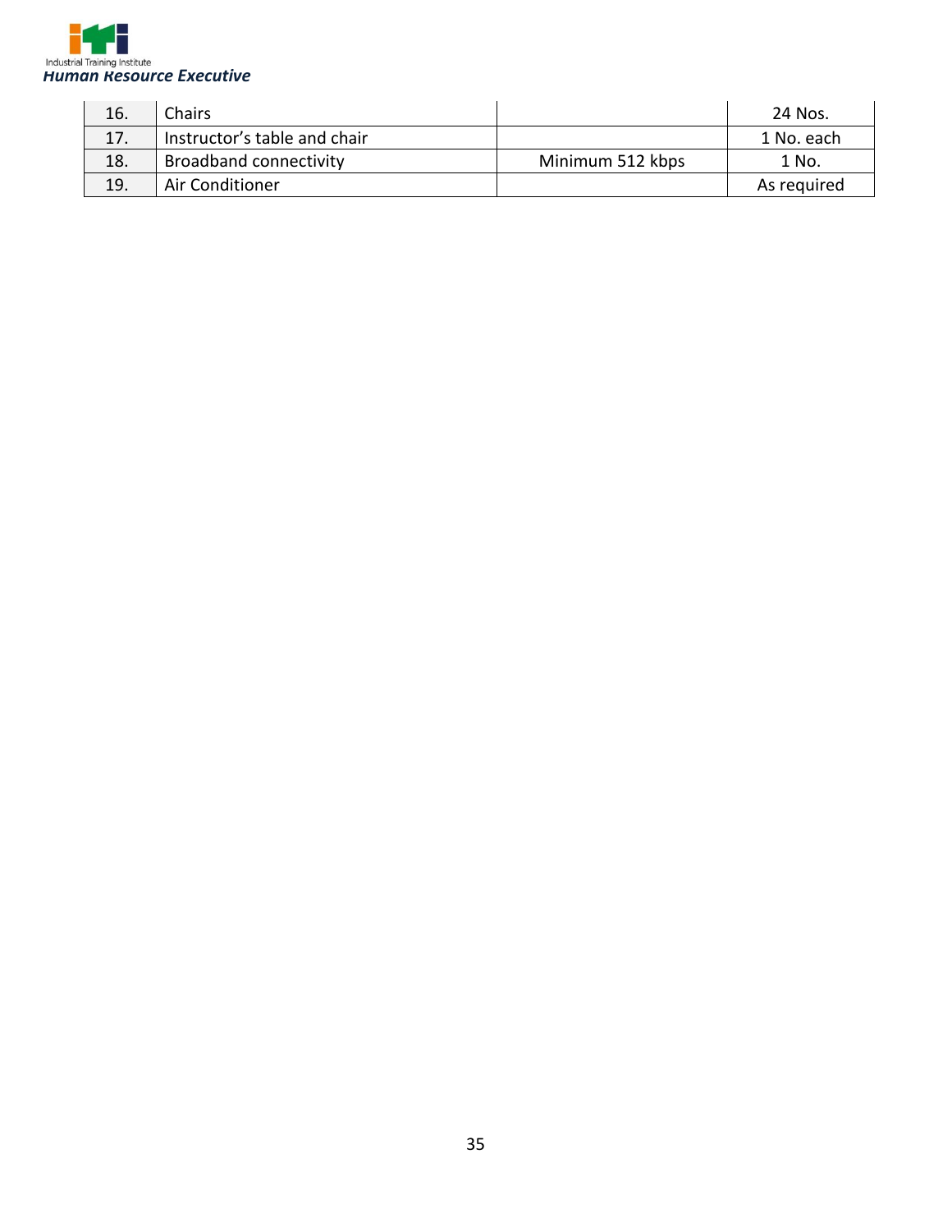| | | | |
|---|---|---|---|
| 16. | Chairs | | 24 Nos. |
| 17. | Instructor's table and chair | | 1 No. each |
| 18. | Broadband connectivity | Minimum 512 kbps | 1 No. |
| 19. | Air Conditioner | | As required |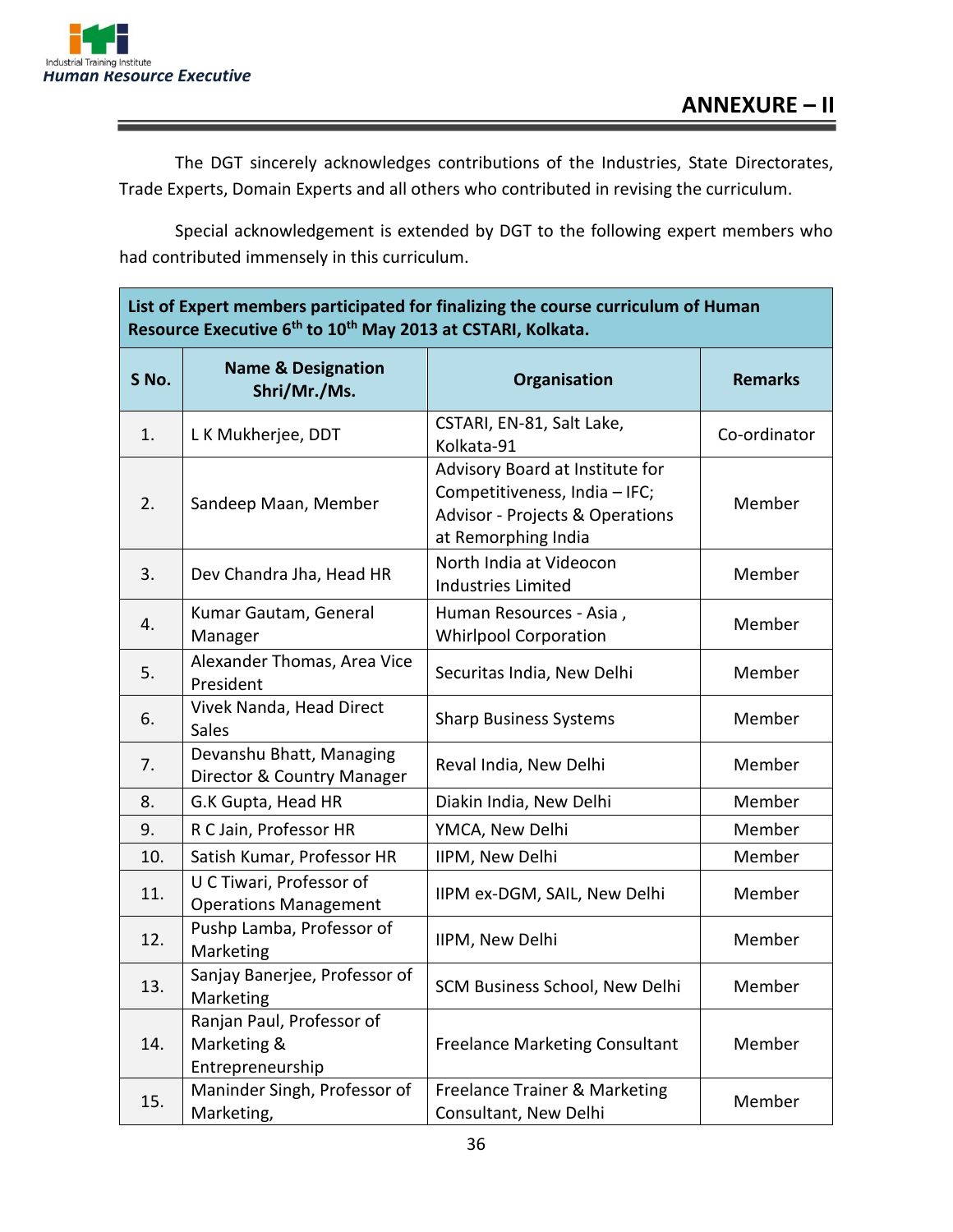## ANNEXURE – II

The DGT sincerely acknowledges contributions of the Industries, State Directorates, Trade Experts, Domain Experts and all others who contributed in revising the curriculum.

Special acknowledgement is extended by DGT to the following expert members who had contributed immensely in this curriculum.

| **List of Expert members participated for finalizing the course curriculum of Human Resource Executive 6th to 10th May 2013 at CSTARI, Kolkata.** | | | |
|---|---|---|---|
| **S No.** | **Name & Designation Shri/Mr./Ms.** | **Organisation** | **Remarks** |
| 1. | L K Mukherjee, DDT | CSTARI, EN-81, Salt Lake, Kolkata-91 | Co-ordinator |
| 2. | Sandeep Maan, Member | Advisory Board at Institute for Competitiveness, India – IFC; Advisor - Projects & Operations at Remorphing India | Member |
| 3. | Dev Chandra Jha, Head HR | North India at Videocon Industries Limited | Member |
| 4. | Kumar Gautam, General Manager | Human Resources - Asia , Whirlpool Corporation | Member |
| 5. | Alexander Thomas, Area Vice President | Securitas India, New Delhi | Member |
| 6. | Vivek Nanda, Head Direct Sales | Sharp Business Systems | Member |
| 7. | Devanshu Bhatt, Managing Director & Country Manager | Reval India, New Delhi | Member |
| 8. | G.K Gupta, Head HR | Diakin India, New Delhi | Member |
| 9. | R C Jain, Professor HR | YMCA, New Delhi | Member |
| 10. | Satish Kumar, Professor HR | IIPM, New Delhi | Member |
| 11. | U C Tiwari, Professor of Operations Management | IIPM ex-DGM, SAIL, New Delhi | Member |
| 12. | Pushp Lamba, Professor of Marketing | IIPM, New Delhi | Member |
| 13. | Sanjay Banerjee, Professor of Marketing | SCM Business School, New Delhi | Member |
| 14. | Ranjan Paul, Professor of Marketing & Entrepreneurship | Freelance Marketing Consultant | Member |
| 15. | Maninder Singh, Professor of Marketing, | Freelance Trainer & Marketing Consultant, New Delhi | Member |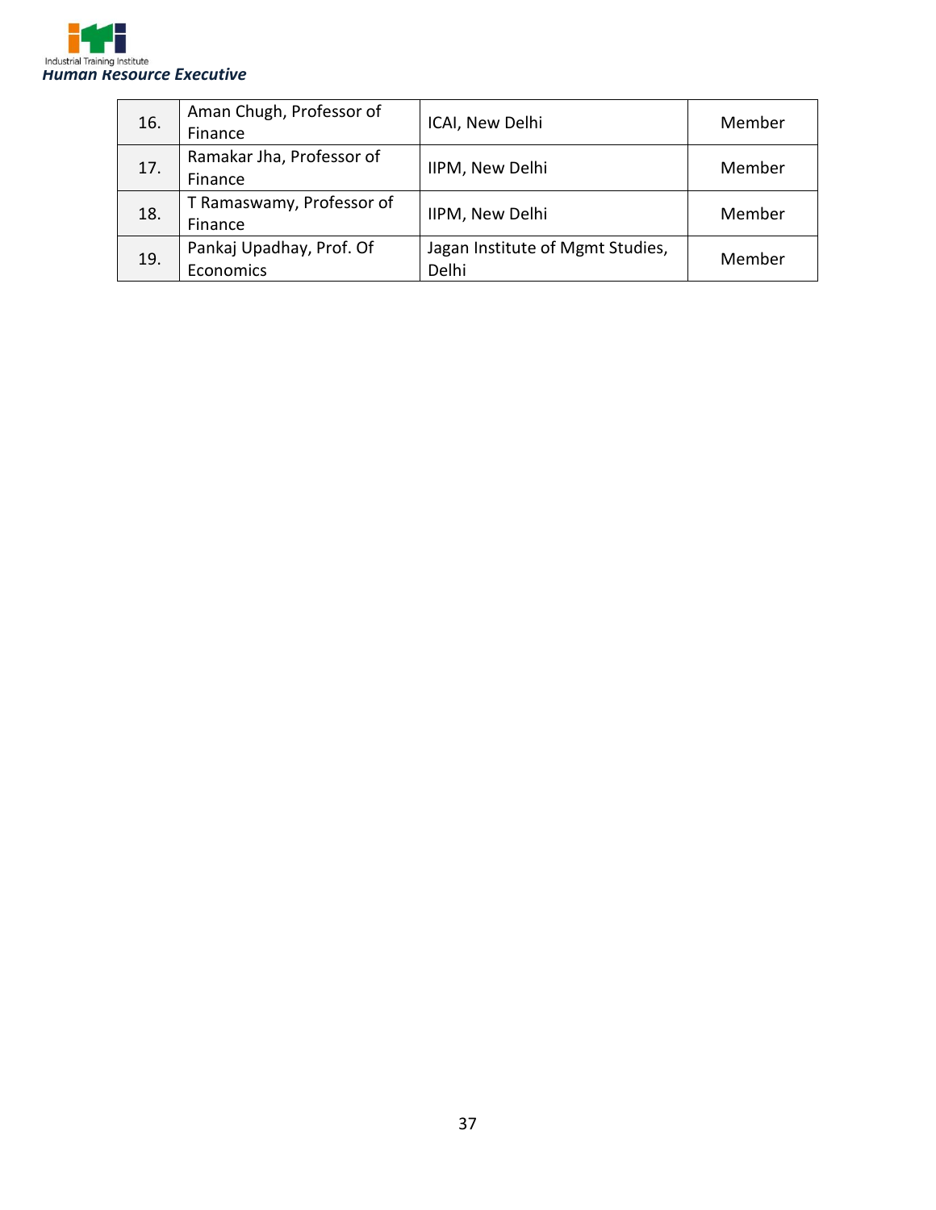| | | | |
|---|---|---|---|
| 16. | Aman Chugh, Professor of Finance | ICAI, New Delhi | Member |
| 17. | Ramakar Jha, Professor of Finance | IIPM, New Delhi | Member |
| 18. | T Ramaswamy, Professor of Finance | IIPM, New Delhi | Member |
| 19. | Pankaj Upadhay, Prof. Of Economics | Jagan Institute of Mgmt Studies, Delhi | Member |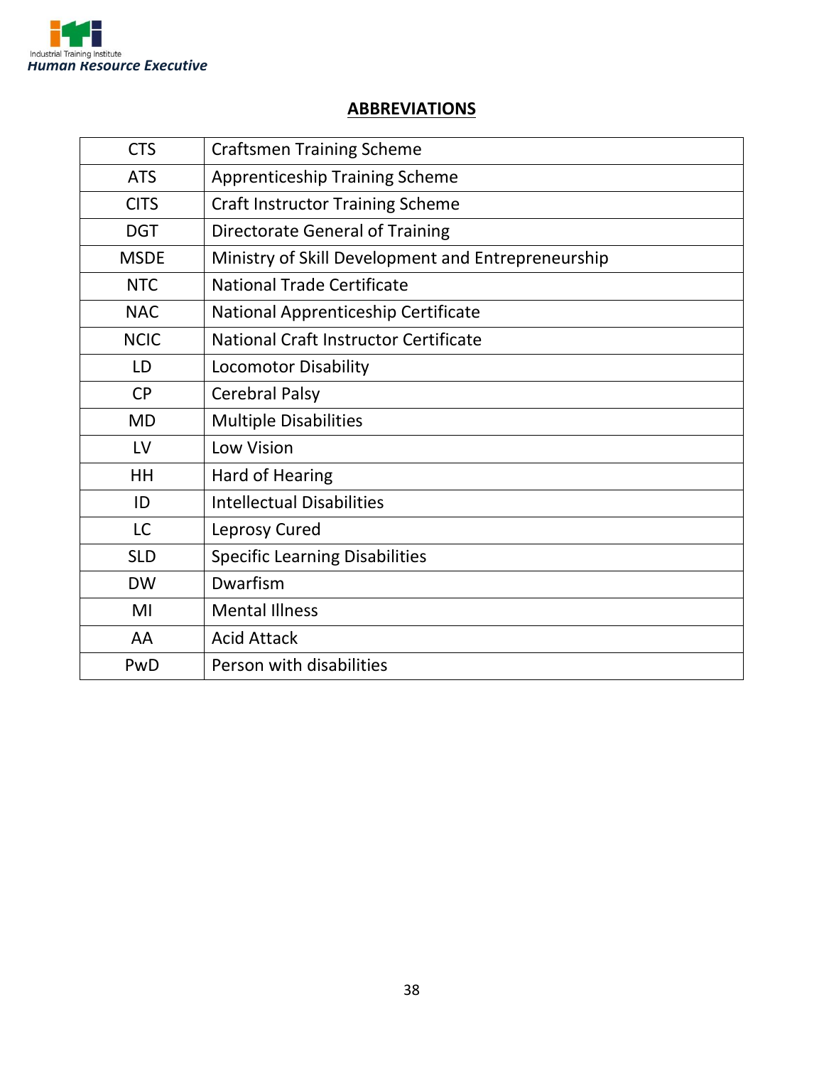## ABBREVIATIONS

| | |
|---|---|
| CTS | Craftsmen Training Scheme |
| ATS | Apprenticeship Training Scheme |
| CITS | Craft Instructor Training Scheme |
| DGT | Directorate General of Training |
| MSDE | Ministry of Skill Development and Entrepreneurship |
| NTC | National Trade Certificate |
| NAC | National Apprenticeship Certificate |
| NCIC | National Craft Instructor Certificate |
| LD | Locomotor Disability |
| CP | Cerebral Palsy |
| MD | Multiple Disabilities |
| LV | Low Vision |
| HH | Hard of Hearing |
| ID | Intellectual Disabilities |
| LC | Leprosy Cured |
| SLD | Specific Learning Disabilities |
| DW | Dwarfism |
| MI | Mental Illness |
| AA | Acid Attack |
| PwD | Person with disabilities |